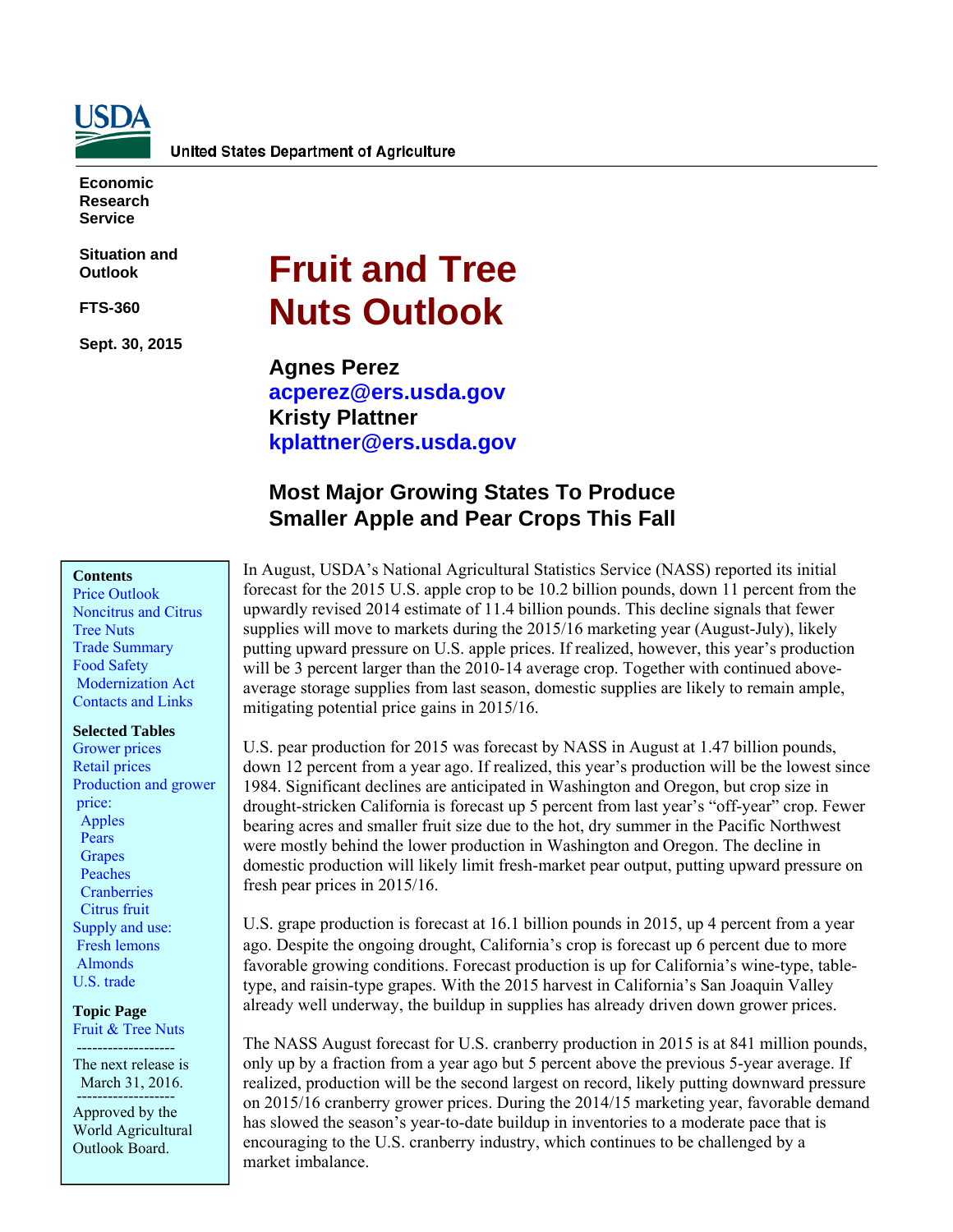United States Department of Agriculture

**Economic Research Service**

**Situation and Outlook**

**FTS-360**

**Sept. 30, 2015**

# Fruit and Tree Nuts Outlook

**Agnes Perez**
**acperez@ers.usda.gov**
**Kristy Plattner**
**kplattner@ers.usda.gov**

## Most Major Growing States To Produce Smaller Apple and Pear Crops This Fall

**Contents**
Price Outlook
Noncitrus and Citrus
Tree Nuts
Trade Summary
Food Safety Modernization Act
Contacts and Links

**Selected Tables**
Grower prices
Retail prices
Production and grower price:
- Apples
- Pears
- Grapes
- Peaches
- Cranberries
- Citrus fruit

Supply and use:
- Fresh lemons
- Almonds

U.S. trade

**Topic Page**
Fruit & Tree Nuts

The next release is March 31, 2016.

Approved by the World Agricultural Outlook Board.

In August, USDA's National Agricultural Statistics Service (NASS) reported its initial forecast for the 2015 U.S. apple crop to be 10.2 billion pounds, down 11 percent from the upwardly revised 2014 estimate of 11.4 billion pounds. This decline signals that fewer supplies will move to markets during the 2015/16 marketing year (August-July), likely putting upward pressure on U.S. apple prices. If realized, however, this year's production will be 3 percent larger than the 2010-14 average crop. Together with continued above-average storage supplies from last season, domestic supplies are likely to remain ample, mitigating potential price gains in 2015/16.

U.S. pear production for 2015 was forecast by NASS in August at 1.47 billion pounds, down 12 percent from a year ago. If realized, this year's production will be the lowest since 1984. Significant declines are anticipated in Washington and Oregon, but crop size in drought-stricken California is forecast up 5 percent from last year's "off-year" crop. Fewer bearing acres and smaller fruit size due to the hot, dry summer in the Pacific Northwest were mostly behind the lower production in Washington and Oregon. The decline in domestic production will likely limit fresh-market pear output, putting upward pressure on fresh pear prices in 2015/16.

U.S. grape production is forecast at 16.1 billion pounds in 2015, up 4 percent from a year ago. Despite the ongoing drought, California's crop is forecast up 6 percent due to more favorable growing conditions. Forecast production is up for California's wine-type, table-type, and raisin-type grapes. With the 2015 harvest in California's San Joaquin Valley already well underway, the buildup in supplies has already driven down grower prices.

The NASS August forecast for U.S. cranberry production in 2015 is at 841 million pounds, only up by a fraction from a year ago but 5 percent above the previous 5-year average. If realized, production will be the second largest on record, likely putting downward pressure on 2015/16 cranberry grower prices. During the 2014/15 marketing year, favorable demand has slowed the season's year-to-date buildup in inventories to a moderate pace that is encouraging to the U.S. cranberry industry, which continues to be challenged by a market imbalance.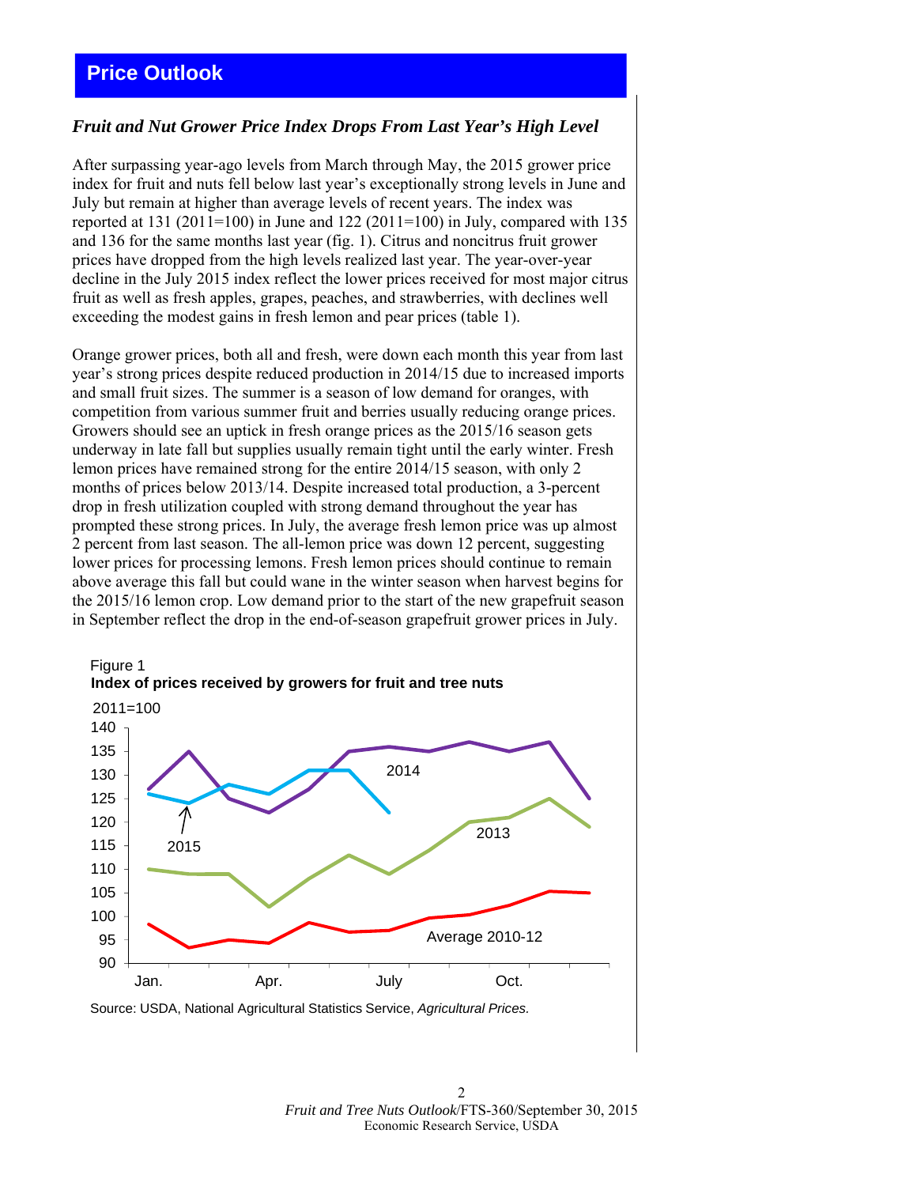## Price Outlook

### *Fruit and Nut Grower Price Index Drops From Last Year's High Level*

After surpassing year-ago levels from March through May, the 2015 grower price index for fruit and nuts fell below last year's exceptionally strong levels in June and July but remain at higher than average levels of recent years. The index was reported at 131 (2011=100) in June and 122 (2011=100) in July, compared with 135 and 136 for the same months last year (fig. 1). Citrus and noncitrus fruit grower prices have dropped from the high levels realized last year. The year-over-year decline in the July 2015 index reflect the lower prices received for most major citrus fruit as well as fresh apples, grapes, peaches, and strawberries, with declines well exceeding the modest gains in fresh lemon and pear prices (table 1).

Orange grower prices, both all and fresh, were down each month this year from last year's strong prices despite reduced production in 2014/15 due to increased imports and small fruit sizes. The summer is a season of low demand for oranges, with competition from various summer fruit and berries usually reducing orange prices. Growers should see an uptick in fresh orange prices as the 2015/16 season gets underway in late fall but supplies usually remain tight until the early winter. Fresh lemon prices have remained strong for the entire 2014/15 season, with only 2 months of prices below 2013/14. Despite increased total production, a 3-percent drop in fresh utilization coupled with strong demand throughout the year has prompted these strong prices. In July, the average fresh lemon price was up almost 2 percent from last season. The all-lemon price was down 12 percent, suggesting lower prices for processing lemons. Fresh lemon prices should continue to remain above average this fall but could wane in the winter season when harvest begins for the 2015/16 lemon crop. Low demand prior to the start of the new grapefruit season in September reflect the drop in the end-of-season grapefruit grower prices in July.

Figure 1
**Index of prices received by growers for fruit and tree nuts**

Source: USDA, National Agricultural Statistics Service, *Agricultural Prices.*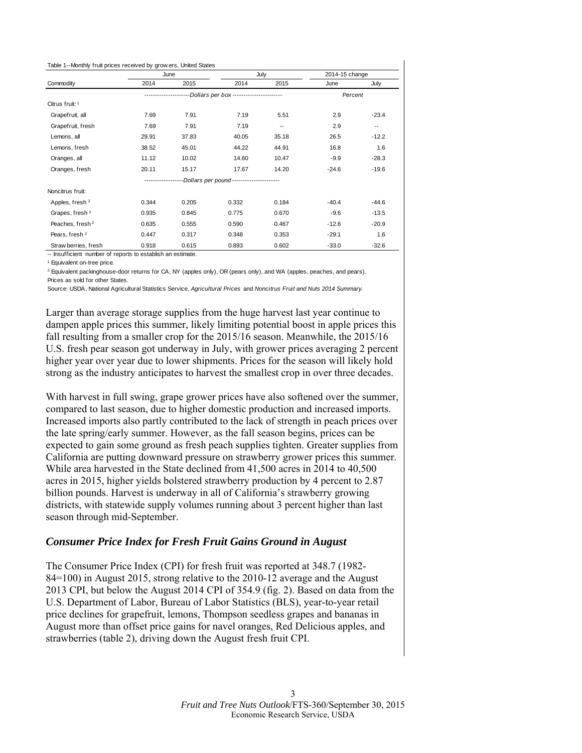Table 1--Monthly fruit prices received by growers, United States

| Commodity | June | | July | | 2014-15 change | |
|---|---|---|---|---|---|---|
| | 2014 | 2015 | 2014 | 2015 | June | July |
| | --------------------Dollars per box---------------------- | | | | Percent | |
| Citrus fruit: [1] | | | | | | |
| Grapefruit, all | 7.69 | 7.91 | 7.19 | 5.51 | 2.9 | -23.4 |
| Grapefruit, fresh | 7.69 | 7.91 | 7.19 | -- | 2.9 | -- |
| Lemons, all | 29.91 | 37.83 | 40.05 | 35.18 | 26.5 | -12.2 |
| Lemons, fresh | 38.52 | 45.01 | 44.22 | 44.91 | 16.8 | 1.6 |
| Oranges, all | 11.12 | 10.02 | 14.60 | 10.47 | -9.9 | -28.3 |
| Oranges, fresh | 20.11 | 15.17 | 17.67 | 14.20 | -24.6 | -19.6 |
| | ------------------Dollars per pound--------------------- | | | | | |
| Noncitrus fruit: | | | | | | |
| Apples, fresh [2] | 0.344 | 0.205 | 0.332 | 0.184 | -40.4 | -44.6 |
| Grapes, fresh [2] | 0.935 | 0.845 | 0.775 | 0.670 | -9.6 | -13.5 |
| Peaches, fresh [2] | 0.635 | 0.555 | 0.590 | 0.467 | -12.6 | -20.9 |
| Pears, fresh [2] | 0.447 | 0.317 | 0.348 | 0.353 | -29.1 | 1.6 |
| Strawberries, fresh | 0.918 | 0.615 | 0.893 | 0.602 | -33.0 | -32.6 |

-- Insufficient number of reports to establish an estimate.

[1] Equivalent on-tree price.

[2] Equivalent packinghouse-door returns for CA, NY (apples only), OR (pears only), and WA (apples, peaches, and pears). Prices as sold for other States.

Source: USDA, National Agricultural Statistics Service, *Agricultural Prices* and *Noncitrus Fruit and Nuts 2014 Summary.*

Larger than average storage supplies from the huge harvest last year continue to dampen apple prices this summer, likely limiting potential boost in apple prices this fall resulting from a smaller crop for the 2015/16 season. Meanwhile, the 2015/16 U.S. fresh pear season got underway in July, with grower prices averaging 2 percent higher year over year due to lower shipments. Prices for the season will likely hold strong as the industry anticipates to harvest the smallest crop in over three decades.

With harvest in full swing, grape grower prices have also softened over the summer, compared to last season, due to higher domestic production and increased imports. Increased imports also partly contributed to the lack of strength in peach prices over the late spring/early summer. However, as the fall season begins, prices can be expected to gain some ground as fresh peach supplies tighten. Greater supplies from California are putting downward pressure on strawberry grower prices this summer. While area harvested in the State declined from 41,500 acres in 2014 to 40,500 acres in 2015, higher yields bolstered strawberry production by 4 percent to 2.87 billion pounds. Harvest is underway in all of California's strawberry growing districts, with statewide supply volumes running about 3 percent higher than last season through mid-September.

## *Consumer Price Index for Fresh Fruit Gains Ground in August*

The Consumer Price Index (CPI) for fresh fruit was reported at 348.7 (1982-84=100) in August 2015, strong relative to the 2010-12 average and the August 2013 CPI, but below the August 2014 CPI of 354.9 (fig. 2). Based on data from the U.S. Department of Labor, Bureau of Labor Statistics (BLS), year-to-year retail price declines for grapefruit, lemons, Thompson seedless grapes and bananas in August more than offset price gains for navel oranges, Red Delicious apples, and strawberries (table 2), driving down the August fresh fruit CPI.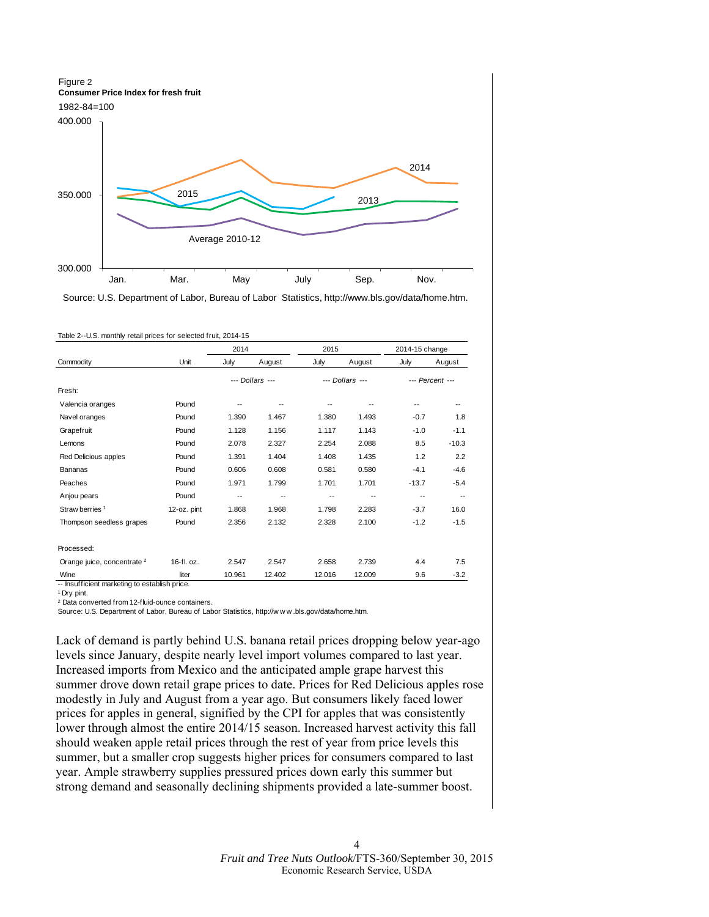Figure 2
**Consumer Price Index for fresh fruit**

1982-84=100

Source: U.S. Department of Labor, Bureau of Labor Statistics, http://www.bls.gov/data/home.htm.

Table 2--U.S. monthly retail prices for selected fruit, 2014-15

| Commodity | Unit | 2014 July | 2014 August | 2015 July | 2015 August | 2014-15 change July | 2014-15 change August |
|---|---|---|---|---|---|---|---|
| | | --- *Dollars* --- | | --- *Dollars* --- | | --- *Percent* --- | |
| Fresh: | | | | | | | |
| Valencia oranges | Pound | -- | -- | -- | -- | -- | -- |
| Navel oranges | Pound | 1.390 | 1.467 | 1.380 | 1.493 | -0.7 | 1.8 |
| Grapefruit | Pound | 1.128 | 1.156 | 1.117 | 1.143 | -1.0 | -1.1 |
| Lemons | Pound | 2.078 | 2.327 | 2.254 | 2.088 | 8.5 | -10.3 |
| Red Delicious apples | Pound | 1.391 | 1.404 | 1.408 | 1.435 | 1.2 | 2.2 |
| Bananas | Pound | 0.606 | 0.608 | 0.581 | 0.580 | -4.1 | -4.6 |
| Peaches | Pound | 1.971 | 1.799 | 1.701 | 1.701 | -13.7 | -5.4 |
| Anjou pears | Pound | -- | -- | -- | -- | -- | -- |
| Strawberries [1] | 12-oz. pint | 1.868 | 1.968 | 1.798 | 2.283 | -3.7 | 16.0 |
| Thompson seedless grapes | Pound | 2.356 | 2.132 | 2.328 | 2.100 | -1.2 | -1.5 |
| Processed: | | | | | | | |
| Orange juice, concentrate [2] | 16-fl. oz. | 2.547 | 2.547 | 2.658 | 2.739 | 4.4 | 7.5 |
| Wine | liter | 10.961 | 12.402 | 12.016 | 12.009 | 9.6 | -3.2 |

-- Insufficient marketing to establish price.
[1] Dry pint.
[2] Data converted from 12-fluid-ounce containers.
Source: U.S. Department of Labor, Bureau of Labor Statistics, http://www.bls.gov/data/home.htm.

Lack of demand is partly behind U.S. banana retail prices dropping below year-ago levels since January, despite nearly level import volumes compared to last year. Increased imports from Mexico and the anticipated ample grape harvest this summer drove down retail grape prices to date. Prices for Red Delicious apples rose modestly in July and August from a year ago. But consumers likely faced lower prices for apples in general, signified by the CPI for apples that was consistently lower through almost the entire 2014/15 season. Increased harvest activity this fall should weaken apple retail prices through the rest of year from price levels this summer, but a smaller crop suggests higher prices for consumers compared to last year. Ample strawberry supplies pressured prices down early this summer but strong demand and seasonally declining shipments provided a late-summer boost.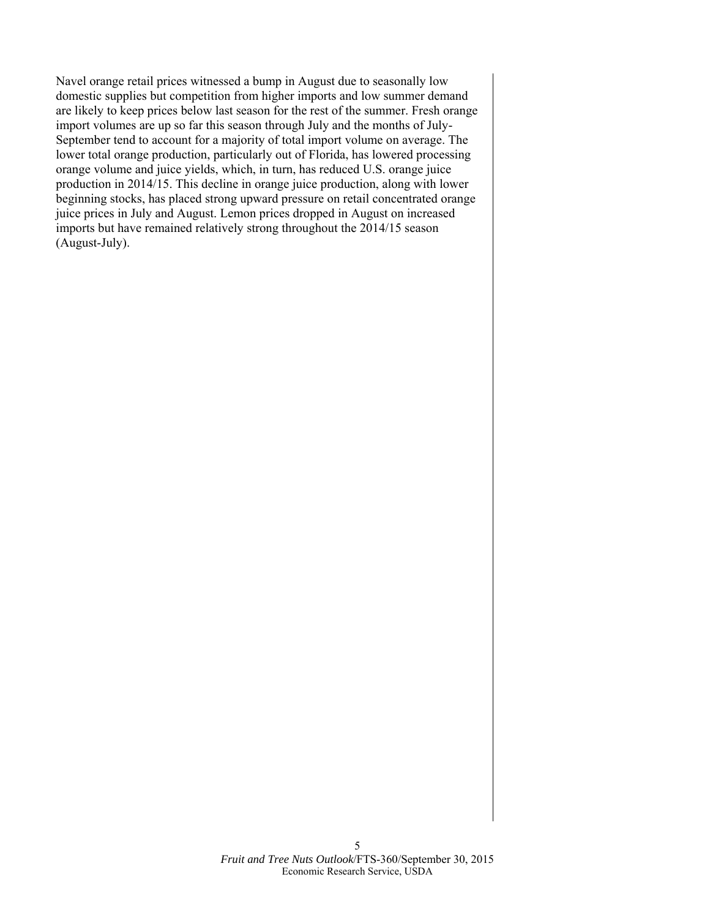Navel orange retail prices witnessed a bump in August due to seasonally low domestic supplies but competition from higher imports and low summer demand are likely to keep prices below last season for the rest of the summer. Fresh orange import volumes are up so far this season through July and the months of July-September tend to account for a majority of total import volume on average. The lower total orange production, particularly out of Florida, has lowered processing orange volume and juice yields, which, in turn, has reduced U.S. orange juice production in 2014/15. This decline in orange juice production, along with lower beginning stocks, has placed strong upward pressure on retail concentrated orange juice prices in July and August. Lemon prices dropped in August on increased imports but have remained relatively strong throughout the 2014/15 season (August-July).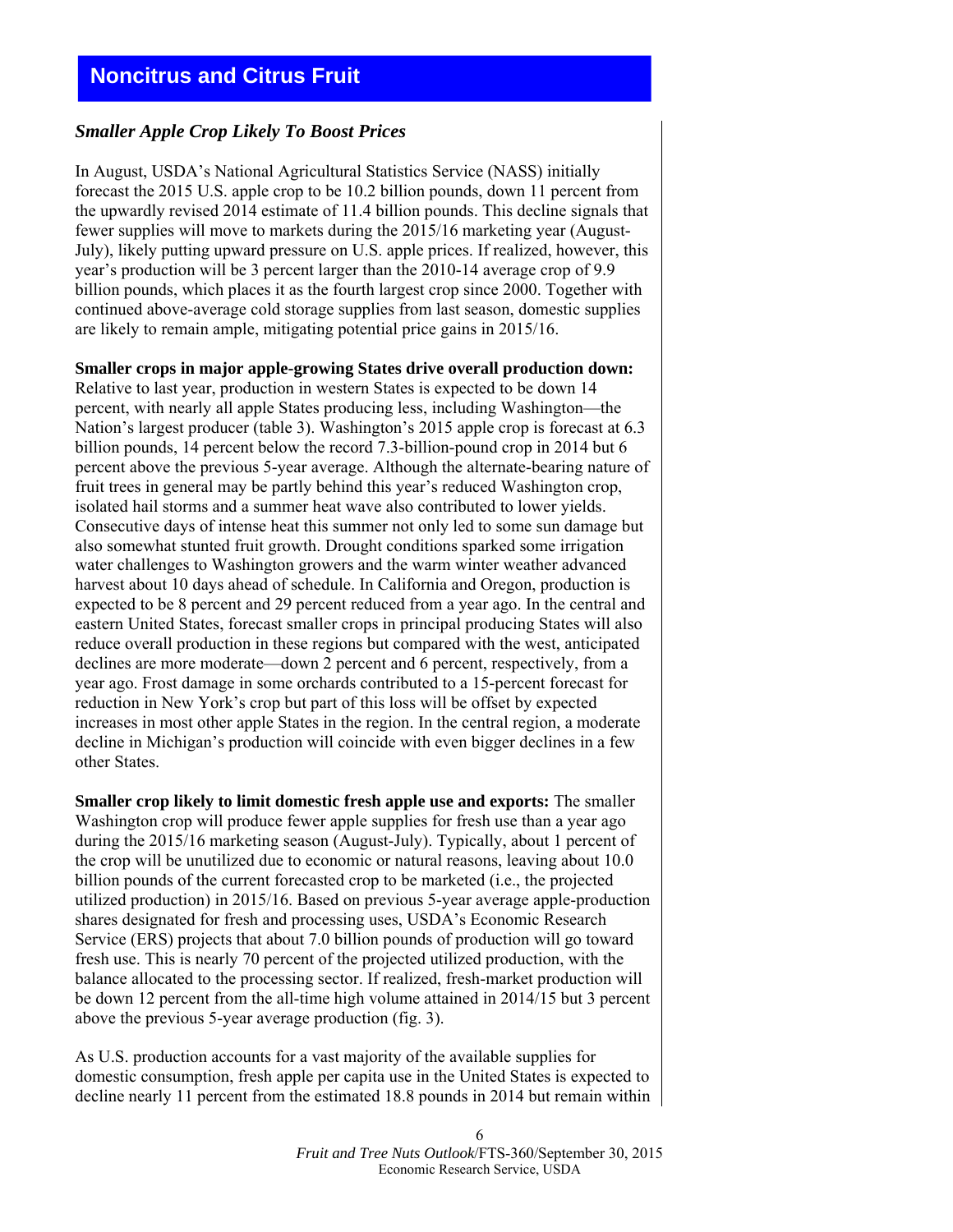# Noncitrus and Citrus Fruit

### *Smaller Apple Crop Likely To Boost Prices*

In August, USDA's National Agricultural Statistics Service (NASS) initially forecast the 2015 U.S. apple crop to be 10.2 billion pounds, down 11 percent from the upwardly revised 2014 estimate of 11.4 billion pounds. This decline signals that fewer supplies will move to markets during the 2015/16 marketing year (August-July), likely putting upward pressure on U.S. apple prices. If realized, however, this year's production will be 3 percent larger than the 2010-14 average crop of 9.9 billion pounds, which places it as the fourth largest crop since 2000. Together with continued above-average cold storage supplies from last season, domestic supplies are likely to remain ample, mitigating potential price gains in 2015/16.

**Smaller crops in major apple-growing States drive overall production down:** Relative to last year, production in western States is expected to be down 14 percent, with nearly all apple States producing less, including Washington—the Nation's largest producer (table 3). Washington's 2015 apple crop is forecast at 6.3 billion pounds, 14 percent below the record 7.3-billion-pound crop in 2014 but 6 percent above the previous 5-year average. Although the alternate-bearing nature of fruit trees in general may be partly behind this year's reduced Washington crop, isolated hail storms and a summer heat wave also contributed to lower yields. Consecutive days of intense heat this summer not only led to some sun damage but also somewhat stunted fruit growth. Drought conditions sparked some irrigation water challenges to Washington growers and the warm winter weather advanced harvest about 10 days ahead of schedule. In California and Oregon, production is expected to be 8 percent and 29 percent reduced from a year ago. In the central and eastern United States, forecast smaller crops in principal producing States will also reduce overall production in these regions but compared with the west, anticipated declines are more moderate—down 2 percent and 6 percent, respectively, from a year ago. Frost damage in some orchards contributed to a 15-percent forecast for reduction in New York's crop but part of this loss will be offset by expected increases in most other apple States in the region. In the central region, a moderate decline in Michigan's production will coincide with even bigger declines in a few other States.

**Smaller crop likely to limit domestic fresh apple use and exports:** The smaller Washington crop will produce fewer apple supplies for fresh use than a year ago during the 2015/16 marketing season (August-July). Typically, about 1 percent of the crop will be unutilized due to economic or natural reasons, leaving about 10.0 billion pounds of the current forecasted crop to be marketed (i.e., the projected utilized production) in 2015/16. Based on previous 5-year average apple-production shares designated for fresh and processing uses, USDA's Economic Research Service (ERS) projects that about 7.0 billion pounds of production will go toward fresh use. This is nearly 70 percent of the projected utilized production, with the balance allocated to the processing sector. If realized, fresh-market production will be down 12 percent from the all-time high volume attained in 2014/15 but 3 percent above the previous 5-year average production (fig. 3).

As U.S. production accounts for a vast majority of the available supplies for domestic consumption, fresh apple per capita use in the United States is expected to decline nearly 11 percent from the estimated 18.8 pounds in 2014 but remain within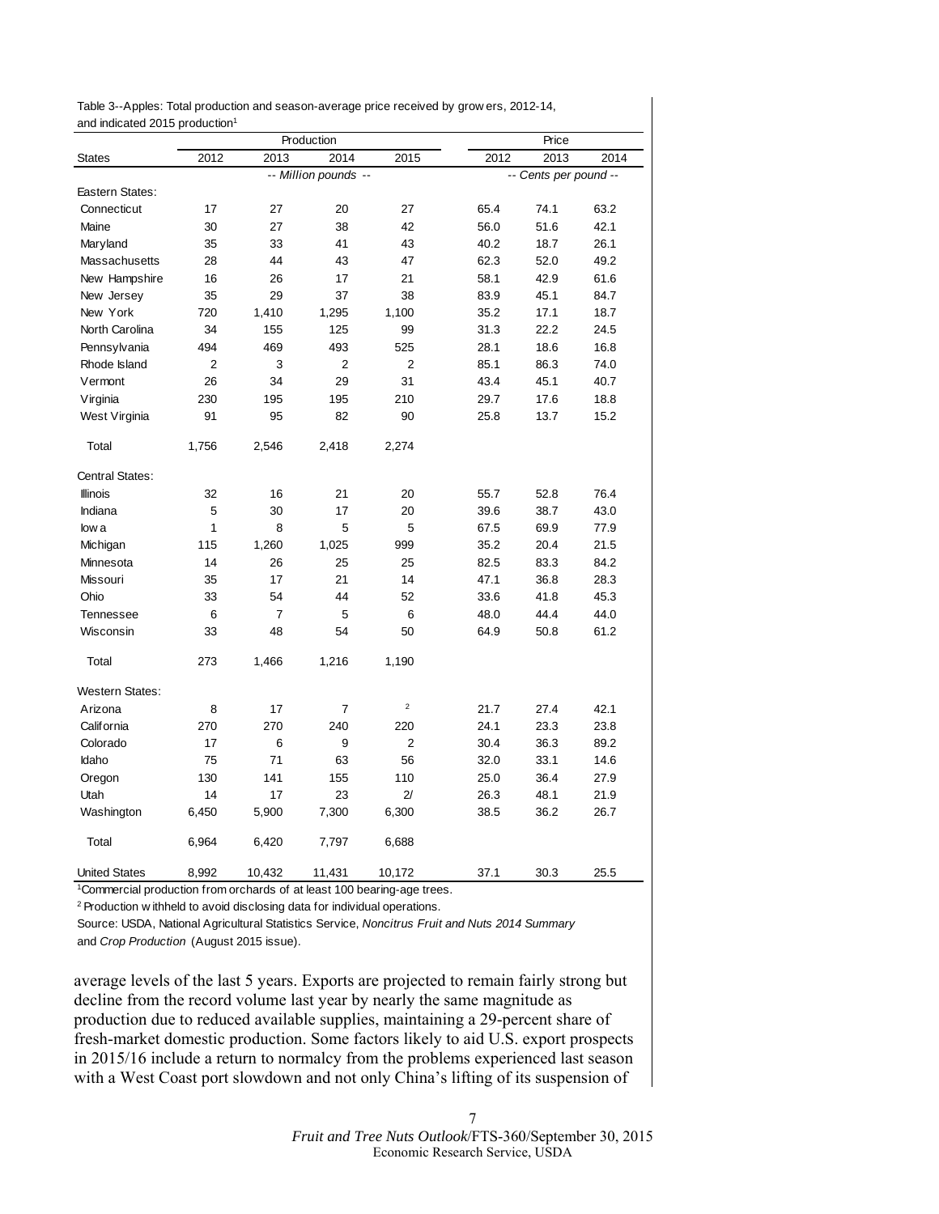Table 3--Apples: Total production and season-average price received by growers, 2012-14, and indicated 2015 production[1]

| States | Production | | | | Price | | |
|---|---|---|---|---|---|---|---|
| | 2012 | 2013 | 2014 | 2015 | 2012 | 2013 | 2014 |
| | -- Million pounds -- | | | | -- Cents per pound -- | | |
| Eastern States: | | | | | | | |
| Connecticut | 17 | 27 | 20 | 27 | 65.4 | 74.1 | 63.2 |
| Maine | 30 | 27 | 38 | 42 | 56.0 | 51.6 | 42.1 |
| Maryland | 35 | 33 | 41 | 43 | 40.2 | 18.7 | 26.1 |
| Massachusetts | 28 | 44 | 43 | 47 | 62.3 | 52.0 | 49.2 |
| New Hampshire | 16 | 26 | 17 | 21 | 58.1 | 42.9 | 61.6 |
| New Jersey | 35 | 29 | 37 | 38 | 83.9 | 45.1 | 84.7 |
| New York | 720 | 1,410 | 1,295 | 1,100 | 35.2 | 17.1 | 18.7 |
| North Carolina | 34 | 155 | 125 | 99 | 31.3 | 22.2 | 24.5 |
| Pennsylvania | 494 | 469 | 493 | 525 | 28.1 | 18.6 | 16.8 |
| Rhode Island | 2 | 3 | 2 | 2 | 85.1 | 86.3 | 74.0 |
| Vermont | 26 | 34 | 29 | 31 | 43.4 | 45.1 | 40.7 |
| Virginia | 230 | 195 | 195 | 210 | 29.7 | 17.6 | 18.8 |
| West Virginia | 91 | 95 | 82 | 90 | 25.8 | 13.7 | 15.2 |
| Total | 1,756 | 2,546 | 2,418 | 2,274 | | | |
| Central States: | | | | | | | |
| Illinois | 32 | 16 | 21 | 20 | 55.7 | 52.8 | 76.4 |
| Indiana | 5 | 30 | 17 | 20 | 39.6 | 38.7 | 43.0 |
| Iowa | 1 | 8 | 5 | 5 | 67.5 | 69.9 | 77.9 |
| Michigan | 115 | 1,260 | 1,025 | 999 | 35.2 | 20.4 | 21.5 |
| Minnesota | 14 | 26 | 25 | 25 | 82.5 | 83.3 | 84.2 |
| Missouri | 35 | 17 | 21 | 14 | 47.1 | 36.8 | 28.3 |
| Ohio | 33 | 54 | 44 | 52 | 33.6 | 41.8 | 45.3 |
| Tennessee | 6 | 7 | 5 | 6 | 48.0 | 44.4 | 44.0 |
| Wisconsin | 33 | 48 | 54 | 50 | 64.9 | 50.8 | 61.2 |
| Total | 273 | 1,466 | 1,216 | 1,190 | | | |
| Western States: | | | | | | | |
| Arizona | 8 | 17 | 7 | [2] | 21.7 | 27.4 | 42.1 |
| California | 270 | 270 | 240 | 220 | 24.1 | 23.3 | 23.8 |
| Colorado | 17 | 6 | 9 | 2 | 30.4 | 36.3 | 89.2 |
| Idaho | 75 | 71 | 63 | 56 | 32.0 | 33.1 | 14.6 |
| Oregon | 130 | 141 | 155 | 110 | 25.0 | 36.4 | 27.9 |
| Utah | 14 | 17 | 23 | 2/ | 26.3 | 48.1 | 21.9 |
| Washington | 6,450 | 5,900 | 7,300 | 6,300 | 38.5 | 36.2 | 26.7 |
| Total | 6,964 | 6,420 | 7,797 | 6,688 | | | |
| United States | 8,992 | 10,432 | 11,431 | 10,172 | 37.1 | 30.3 | 25.5 |

[1]Commercial production from orchards of at least 100 bearing-age trees.

[2] Production withheld to avoid disclosing data for individual operations.

Source: USDA, National Agricultural Statistics Service, *Noncitrus Fruit and Nuts 2014 Summary* and *Crop Production* (August 2015 issue).

average levels of the last 5 years. Exports are projected to remain fairly strong but decline from the record volume last year by nearly the same magnitude as production due to reduced available supplies, maintaining a 29-percent share of fresh-market domestic production. Some factors likely to aid U.S. export prospects in 2015/16 include a return to normalcy from the problems experienced last season with a West Coast port slowdown and not only China's lifting of its suspension of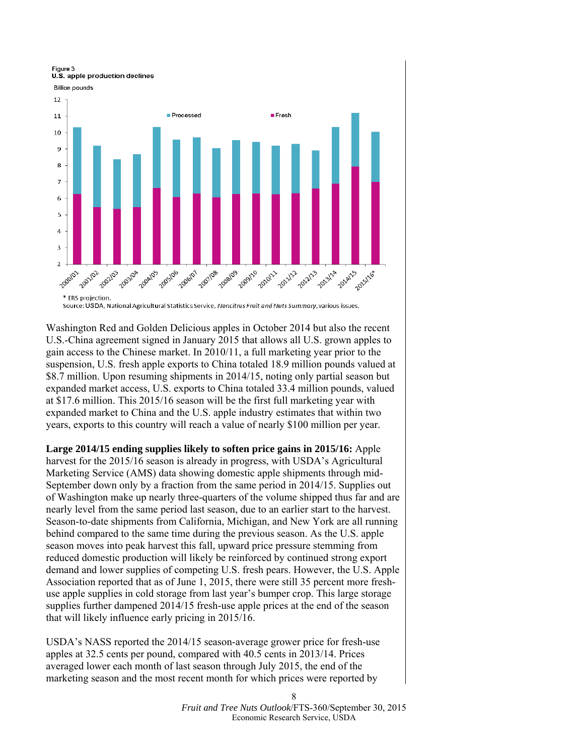Figure 3
**U.S. apple production declines**

Billion pounds

* ERS projection.
Source: USDA, National Agricultural Statistics Service, *Noncitrus Fruit and Nuts Summary*, various issues.

Washington Red and Golden Delicious apples in October 2014 but also the recent U.S.-China agreement signed in January 2015 that allows all U.S. grown apples to gain access to the Chinese market. In 2010/11, a full marketing year prior to the suspension, U.S. fresh apple exports to China totaled 18.9 million pounds valued at \$8.7 million. Upon resuming shipments in 2014/15, noting only partial season but expanded market access, U.S. exports to China totaled 33.4 million pounds, valued at \$17.6 million. This 2015/16 season will be the first full marketing year with expanded market to China and the U.S. apple industry estimates that within two years, exports to this country will reach a value of nearly \$100 million per year.

**Large 2014/15 ending supplies likely to soften price gains in 2015/16:** Apple harvest for the 2015/16 season is already in progress, with USDA's Agricultural Marketing Service (AMS) data showing domestic apple shipments through mid-September down only by a fraction from the same period in 2014/15. Supplies out of Washington make up nearly three-quarters of the volume shipped thus far and are nearly level from the same period last season, due to an earlier start to the harvest. Season-to-date shipments from California, Michigan, and New York are all running behind compared to the same time during the previous season. As the U.S. apple season moves into peak harvest this fall, upward price pressure stemming from reduced domestic production will likely be reinforced by continued strong export demand and lower supplies of competing U.S. fresh pears. However, the U.S. Apple Association reported that as of June 1, 2015, there were still 35 percent more fresh-use apple supplies in cold storage from last year's bumper crop. This large storage supplies further dampened 2014/15 fresh-use apple prices at the end of the season that will likely influence early pricing in 2015/16.

USDA's NASS reported the 2014/15 season-average grower price for fresh-use apples at 32.5 cents per pound, compared with 40.5 cents in 2013/14. Prices averaged lower each month of last season through July 2015, the end of the marketing season and the most recent month for which prices were reported by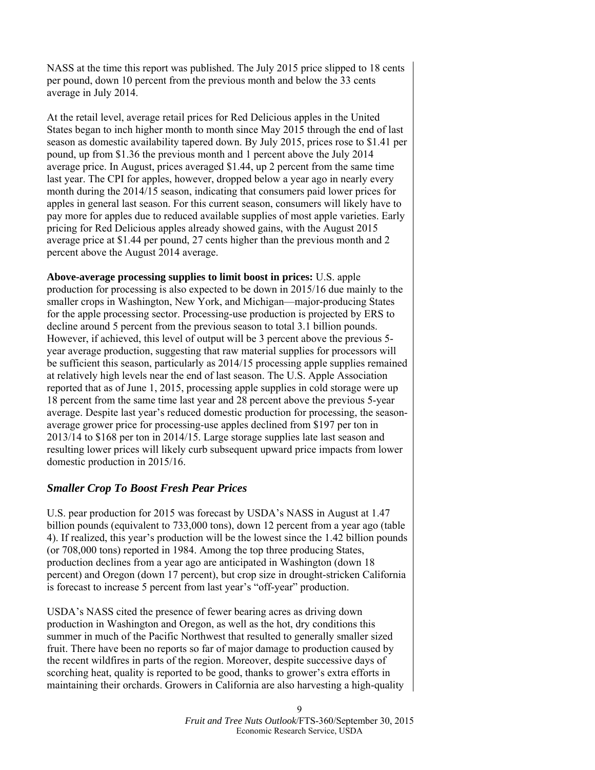NASS at the time this report was published. The July 2015 price slipped to 18 cents per pound, down 10 percent from the previous month and below the 33 cents average in July 2014.

At the retail level, average retail prices for Red Delicious apples in the United States began to inch higher month to month since May 2015 through the end of last season as domestic availability tapered down. By July 2015, prices rose to $1.41 per pound, up from $1.36 the previous month and 1 percent above the July 2014 average price. In August, prices averaged $1.44, up 2 percent from the same time last year. The CPI for apples, however, dropped below a year ago in nearly every month during the 2014/15 season, indicating that consumers paid lower prices for apples in general last season. For this current season, consumers will likely have to pay more for apples due to reduced available supplies of most apple varieties. Early pricing for Red Delicious apples already showed gains, with the August 2015 average price at $1.44 per pound, 27 cents higher than the previous month and 2 percent above the August 2014 average.

**Above-average processing supplies to limit boost in prices:** U.S. apple production for processing is also expected to be down in 2015/16 due mainly to the smaller crops in Washington, New York, and Michigan—major-producing States for the apple processing sector. Processing-use production is projected by ERS to decline around 5 percent from the previous season to total 3.1 billion pounds. However, if achieved, this level of output will be 3 percent above the previous 5-year average production, suggesting that raw material supplies for processors will be sufficient this season, particularly as 2014/15 processing apple supplies remained at relatively high levels near the end of last season. The U.S. Apple Association reported that as of June 1, 2015, processing apple supplies in cold storage were up 18 percent from the same time last year and 28 percent above the previous 5-year average. Despite last year's reduced domestic production for processing, the season-average grower price for processing-use apples declined from $197 per ton in 2013/14 to $168 per ton in 2014/15. Large storage supplies late last season and resulting lower prices will likely curb subsequent upward price impacts from lower domestic production in 2015/16.

## *Smaller Crop To Boost Fresh Pear Prices*

U.S. pear production for 2015 was forecast by USDA's NASS in August at 1.47 billion pounds (equivalent to 733,000 tons), down 12 percent from a year ago (table 4). If realized, this year's production will be the lowest since the 1.42 billion pounds (or 708,000 tons) reported in 1984. Among the top three producing States, production declines from a year ago are anticipated in Washington (down 18 percent) and Oregon (down 17 percent), but crop size in drought-stricken California is forecast to increase 5 percent from last year's "off-year" production.

USDA's NASS cited the presence of fewer bearing acres as driving down production in Washington and Oregon, as well as the hot, dry conditions this summer in much of the Pacific Northwest that resulted to generally smaller sized fruit. There have been no reports so far of major damage to production caused by the recent wildfires in parts of the region. Moreover, despite successive days of scorching heat, quality is reported to be good, thanks to grower's extra efforts in maintaining their orchards. Growers in California are also harvesting a high-quality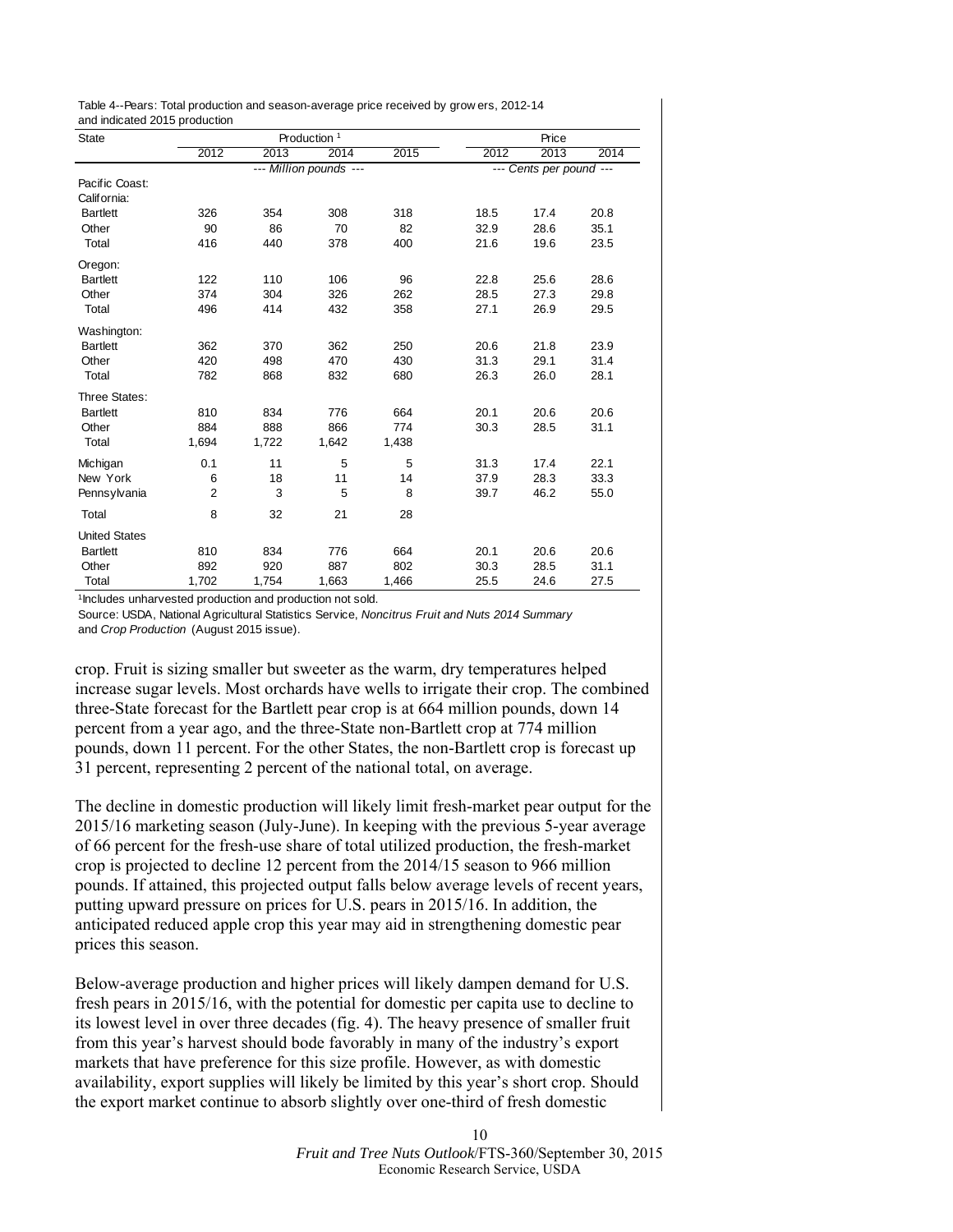Table 4--Pears: Total production and season-average price received by growers, 2012-14 and indicated 2015 production

| State | Production [1] | | | | Price | | |
|---|---|---|---|---|---|---|---|
| | 2012 | 2013 | 2014 | 2015 | 2012 | 2013 | 2014 |
| | --- Million pounds --- | | | | --- Cents per pound --- | | |
| Pacific Coast: | | | | | | | |
| California: | | | | | | | |
| Bartlett | 326 | 354 | 308 | 318 | 18.5 | 17.4 | 20.8 |
| Other | 90 | 86 | 70 | 82 | 32.9 | 28.6 | 35.1 |
| Total | 416 | 440 | 378 | 400 | 21.6 | 19.6 | 23.5 |
| Oregon: | | | | | | | |
| Bartlett | 122 | 110 | 106 | 96 | 22.8 | 25.6 | 28.6 |
| Other | 374 | 304 | 326 | 262 | 28.5 | 27.3 | 29.8 |
| Total | 496 | 414 | 432 | 358 | 27.1 | 26.9 | 29.5 |
| Washington: | | | | | | | |
| Bartlett | 362 | 370 | 362 | 250 | 20.6 | 21.8 | 23.9 |
| Other | 420 | 498 | 470 | 430 | 31.3 | 29.1 | 31.4 |
| Total | 782 | 868 | 832 | 680 | 26.3 | 26.0 | 28.1 |
| Three States: | | | | | | | |
| Bartlett | 810 | 834 | 776 | 664 | 20.1 | 20.6 | 20.6 |
| Other | 884 | 888 | 866 | 774 | 30.3 | 28.5 | 31.1 |
| Total | 1,694 | 1,722 | 1,642 | 1,438 | | | |
| Michigan | 0.1 | 11 | 5 | 5 | 31.3 | 17.4 | 22.1 |
| New York | 6 | 18 | 11 | 14 | 37.9 | 28.3 | 33.3 |
| Pennsylvania | 2 | 3 | 5 | 8 | 39.7 | 46.2 | 55.0 |
| Total | 8 | 32 | 21 | 28 | | | |
| United States | | | | | | | |
| Bartlett | 810 | 834 | 776 | 664 | 20.1 | 20.6 | 20.6 |
| Other | 892 | 920 | 887 | 802 | 30.3 | 28.5 | 31.1 |
| Total | 1,702 | 1,754 | 1,663 | 1,466 | 25.5 | 24.6 | 27.5 |

[1]Includes unharvested production and production not sold.

Source: USDA, National Agricultural Statistics Service, *Noncitrus Fruit and Nuts 2014 Summary* and *Crop Production* (August 2015 issue).

crop. Fruit is sizing smaller but sweeter as the warm, dry temperatures helped increase sugar levels. Most orchards have wells to irrigate their crop. The combined three-State forecast for the Bartlett pear crop is at 664 million pounds, down 14 percent from a year ago, and the three-State non-Bartlett crop at 774 million pounds, down 11 percent. For the other States, the non-Bartlett crop is forecast up 31 percent, representing 2 percent of the national total, on average.

The decline in domestic production will likely limit fresh-market pear output for the 2015/16 marketing season (July-June). In keeping with the previous 5-year average of 66 percent for the fresh-use share of total utilized production, the fresh-market crop is projected to decline 12 percent from the 2014/15 season to 966 million pounds. If attained, this projected output falls below average levels of recent years, putting upward pressure on prices for U.S. pears in 2015/16. In addition, the anticipated reduced apple crop this year may aid in strengthening domestic pear prices this season.

Below-average production and higher prices will likely dampen demand for U.S. fresh pears in 2015/16, with the potential for domestic per capita use to decline to its lowest level in over three decades (fig. 4). The heavy presence of smaller fruit from this year's harvest should bode favorably in many of the industry's export markets that have preference for this size profile. However, as with domestic availability, export supplies will likely be limited by this year's short crop. Should the export market continue to absorb slightly over one-third of fresh domestic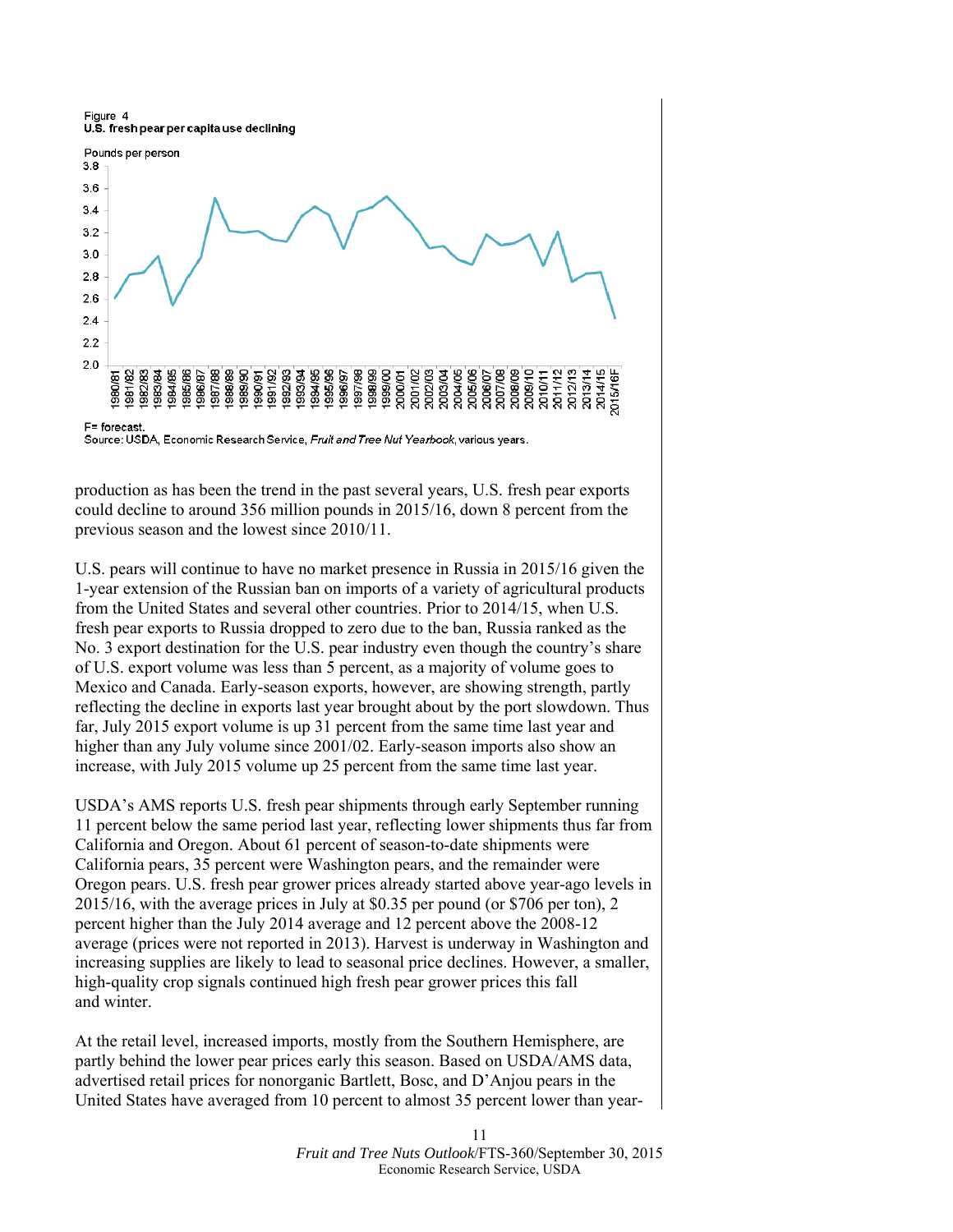Figure 4
**U.S. fresh pear per capita use declining**

F= forecast.
Source: USDA, Economic Research Service, *Fruit and Tree Nut Yearbook*, various years.

production as has been the trend in the past several years, U.S. fresh pear exports could decline to around 356 million pounds in 2015/16, down 8 percent from the previous season and the lowest since 2010/11.

U.S. pears will continue to have no market presence in Russia in 2015/16 given the 1-year extension of the Russian ban on imports of a variety of agricultural products from the United States and several other countries. Prior to 2014/15, when U.S. fresh pear exports to Russia dropped to zero due to the ban, Russia ranked as the No. 3 export destination for the U.S. pear industry even though the country's share of U.S. export volume was less than 5 percent, as a majority of volume goes to Mexico and Canada. Early-season exports, however, are showing strength, partly reflecting the decline in exports last year brought about by the port slowdown. Thus far, July 2015 export volume is up 31 percent from the same time last year and higher than any July volume since 2001/02. Early-season imports also show an increase, with July 2015 volume up 25 percent from the same time last year.

USDA's AMS reports U.S. fresh pear shipments through early September running 11 percent below the same period last year, reflecting lower shipments thus far from California and Oregon. About 61 percent of season-to-date shipments were California pears, 35 percent were Washington pears, and the remainder were Oregon pears. U.S. fresh pear grower prices already started above year-ago levels in 2015/16, with the average prices in July at $0.35 per pound (or $706 per ton), 2 percent higher than the July 2014 average and 12 percent above the 2008-12 average (prices were not reported in 2013). Harvest is underway in Washington and increasing supplies are likely to lead to seasonal price declines. However, a smaller, high-quality crop signals continued high fresh pear grower prices this fall and winter.

At the retail level, increased imports, mostly from the Southern Hemisphere, are partly behind the lower pear prices early this season. Based on USDA/AMS data, advertised retail prices for nonorganic Bartlett, Bosc, and D'Anjou pears in the United States have averaged from 10 percent to almost 35 percent lower than year-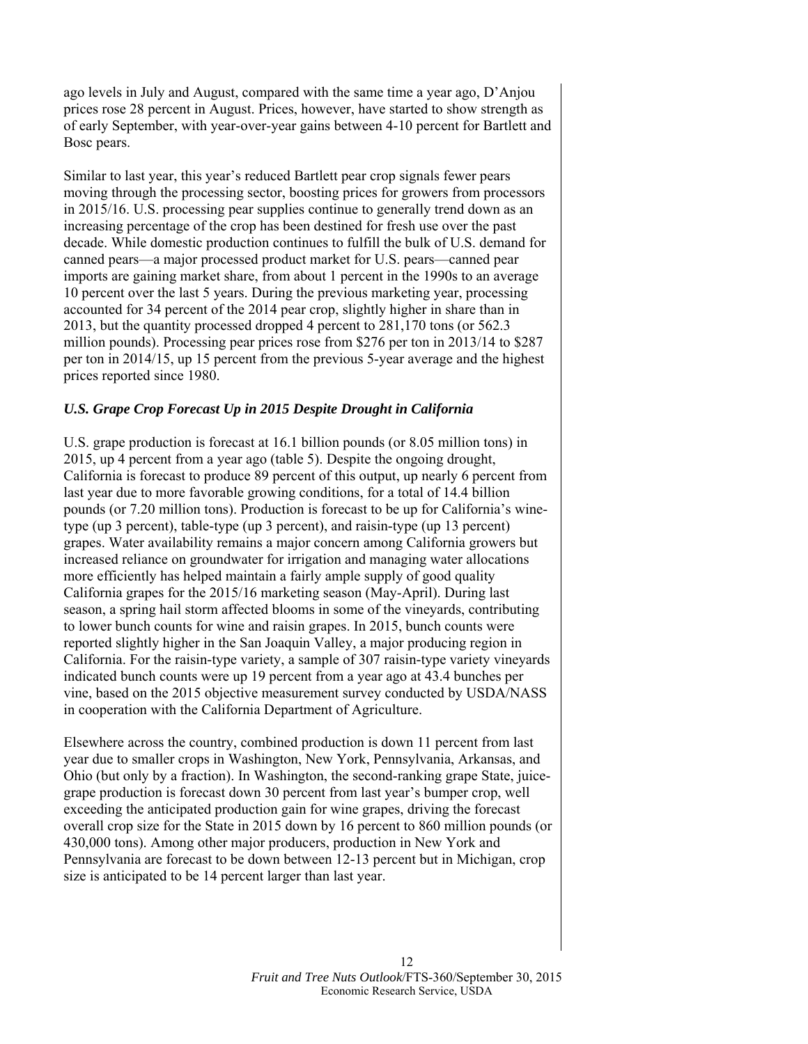ago levels in July and August, compared with the same time a year ago, D'Anjou prices rose 28 percent in August. Prices, however, have started to show strength as of early September, with year-over-year gains between 4-10 percent for Bartlett and Bosc pears.

Similar to last year, this year's reduced Bartlett pear crop signals fewer pears moving through the processing sector, boosting prices for growers from processors in 2015/16. U.S. processing pear supplies continue to generally trend down as an increasing percentage of the crop has been destined for fresh use over the past decade. While domestic production continues to fulfill the bulk of U.S. demand for canned pears—a major processed product market for U.S. pears—canned pear imports are gaining market share, from about 1 percent in the 1990s to an average 10 percent over the last 5 years. During the previous marketing year, processing accounted for 34 percent of the 2014 pear crop, slightly higher in share than in 2013, but the quantity processed dropped 4 percent to 281,170 tons (or 562.3 million pounds). Processing pear prices rose from $276 per ton in 2013/14 to $287 per ton in 2014/15, up 15 percent from the previous 5-year average and the highest prices reported since 1980.

### *U.S. Grape Crop Forecast Up in 2015 Despite Drought in California*

U.S. grape production is forecast at 16.1 billion pounds (or 8.05 million tons) in 2015, up 4 percent from a year ago (table 5). Despite the ongoing drought, California is forecast to produce 89 percent of this output, up nearly 6 percent from last year due to more favorable growing conditions, for a total of 14.4 billion pounds (or 7.20 million tons). Production is forecast to be up for California's wine-type (up 3 percent), table-type (up 3 percent), and raisin-type (up 13 percent) grapes. Water availability remains a major concern among California growers but increased reliance on groundwater for irrigation and managing water allocations more efficiently has helped maintain a fairly ample supply of good quality California grapes for the 2015/16 marketing season (May-April). During last season, a spring hail storm affected blooms in some of the vineyards, contributing to lower bunch counts for wine and raisin grapes. In 2015, bunch counts were reported slightly higher in the San Joaquin Valley, a major producing region in California. For the raisin-type variety, a sample of 307 raisin-type variety vineyards indicated bunch counts were up 19 percent from a year ago at 43.4 bunches per vine, based on the 2015 objective measurement survey conducted by USDA/NASS in cooperation with the California Department of Agriculture.

Elsewhere across the country, combined production is down 11 percent from last year due to smaller crops in Washington, New York, Pennsylvania, Arkansas, and Ohio (but only by a fraction). In Washington, the second-ranking grape State, juice-grape production is forecast down 30 percent from last year's bumper crop, well exceeding the anticipated production gain for wine grapes, driving the forecast overall crop size for the State in 2015 down by 16 percent to 860 million pounds (or 430,000 tons). Among other major producers, production in New York and Pennsylvania are forecast to be down between 12-13 percent but in Michigan, crop size is anticipated to be 14 percent larger than last year.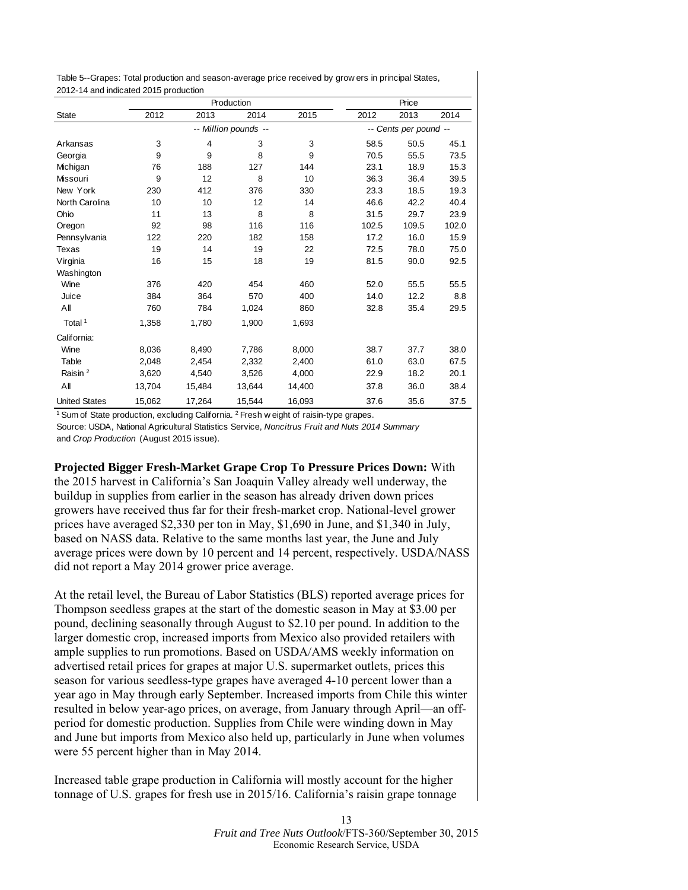Table 5--Grapes: Total production and season-average price received by growers in principal States, 2012-14 and indicated 2015 production

| State | Production | | | | Price | | |
|---|---|---|---|---|---|---|---|
| | 2012 | 2013 | 2014 | 2015 | 2012 | 2013 | 2014 |
| | -- Million pounds -- | | | | -- Cents per pound -- | | |
| Arkansas | 3 | 4 | 3 | 3 | 58.5 | 50.5 | 45.1 |
| Georgia | 9 | 9 | 8 | 9 | 70.5 | 55.5 | 73.5 |
| Michigan | 76 | 188 | 127 | 144 | 23.1 | 18.9 | 15.3 |
| Missouri | 9 | 12 | 8 | 10 | 36.3 | 36.4 | 39.5 |
| New York | 230 | 412 | 376 | 330 | 23.3 | 18.5 | 19.3 |
| North Carolina | 10 | 10 | 12 | 14 | 46.6 | 42.2 | 40.4 |
| Ohio | 11 | 13 | 8 | 8 | 31.5 | 29.7 | 23.9 |
| Oregon | 92 | 98 | 116 | 116 | 102.5 | 109.5 | 102.0 |
| Pennsylvania | 122 | 220 | 182 | 158 | 17.2 | 16.0 | 15.9 |
| Texas | 19 | 14 | 19 | 22 | 72.5 | 78.0 | 75.0 |
| Virginia | 16 | 15 | 18 | 19 | 81.5 | 90.0 | 92.5 |
| Washington | | | | | | | |
| Wine | 376 | 420 | 454 | 460 | 52.0 | 55.5 | 55.5 |
| Juice | 384 | 364 | 570 | 400 | 14.0 | 12.2 | 8.8 |
| All | 760 | 784 | 1,024 | 860 | 32.8 | 35.4 | 29.5 |
| Total [1] | 1,358 | 1,780 | 1,900 | 1,693 | | | |
| California: | | | | | | | |
| Wine | 8,036 | 8,490 | 7,786 | 8,000 | 38.7 | 37.7 | 38.0 |
| Table | 2,048 | 2,454 | 2,332 | 2,400 | 61.0 | 63.0 | 67.5 |
| Raisin [2] | 3,620 | 4,540 | 3,526 | 4,000 | 22.9 | 18.2 | 20.1 |
| All | 13,704 | 15,484 | 13,644 | 14,400 | 37.8 | 36.0 | 38.4 |
| United States | 15,062 | 17,264 | 15,544 | 16,093 | 37.6 | 35.6 | 37.5 |

[1] Sum of State production, excluding California. [2] Fresh weight of raisin-type grapes.
Source: USDA, National Agricultural Statistics Service, *Noncitrus Fruit and Nuts 2014 Summary* and *Crop Production* (August 2015 issue).

**Projected Bigger Fresh-Market Grape Crop To Pressure Prices Down:** With the 2015 harvest in California's San Joaquin Valley already well underway, the buildup in supplies from earlier in the season has already driven down prices growers have received thus far for their fresh-market crop. National-level grower prices have averaged $2,330 per ton in May, $1,690 in June, and $1,340 in July, based on NASS data. Relative to the same months last year, the June and July average prices were down by 10 percent and 14 percent, respectively. USDA/NASS did not report a May 2014 grower price average.

At the retail level, the Bureau of Labor Statistics (BLS) reported average prices for Thompson seedless grapes at the start of the domestic season in May at $3.00 per pound, declining seasonally through August to $2.10 per pound. In addition to the larger domestic crop, increased imports from Mexico also provided retailers with ample supplies to run promotions. Based on USDA/AMS weekly information on advertised retail prices for grapes at major U.S. supermarket outlets, prices this season for various seedless-type grapes have averaged 4-10 percent lower than a year ago in May through early September. Increased imports from Chile this winter resulted in below year-ago prices, on average, from January through April—an off-period for domestic production. Supplies from Chile were winding down in May and June but imports from Mexico also held up, particularly in June when volumes were 55 percent higher than in May 2014.

Increased table grape production in California will mostly account for the higher tonnage of U.S. grapes for fresh use in 2015/16. California's raisin grape tonnage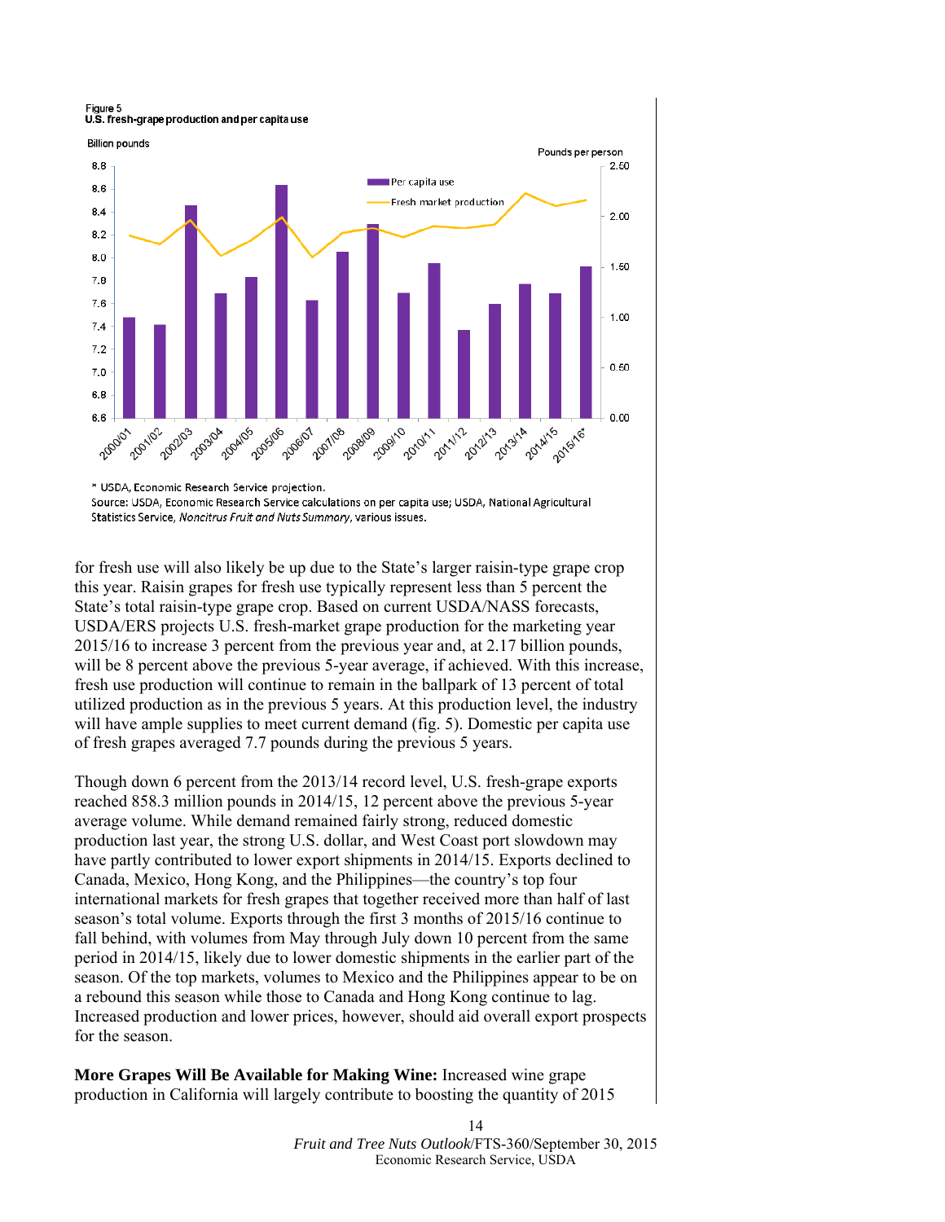Figure 5
**U.S. fresh-grape production and per capita use**

\* USDA, Economic Research Service projection.
Source: USDA, Economic Research Service calculations on per capita use; USDA, National Agricultural Statistics Service, *Noncitrus Fruit and Nuts Summary*, various issues.

for fresh use will also likely be up due to the State's larger raisin-type grape crop this year. Raisin grapes for fresh use typically represent less than 5 percent the State's total raisin-type grape crop. Based on current USDA/NASS forecasts, USDA/ERS projects U.S. fresh-market grape production for the marketing year 2015/16 to increase 3 percent from the previous year and, at 2.17 billion pounds, will be 8 percent above the previous 5-year average, if achieved. With this increase, fresh use production will continue to remain in the ballpark of 13 percent of total utilized production as in the previous 5 years. At this production level, the industry will have ample supplies to meet current demand (fig. 5). Domestic per capita use of fresh grapes averaged 7.7 pounds during the previous 5 years.

Though down 6 percent from the 2013/14 record level, U.S. fresh-grape exports reached 858.3 million pounds in 2014/15, 12 percent above the previous 5-year average volume. While demand remained fairly strong, reduced domestic production last year, the strong U.S. dollar, and West Coast port slowdown may have partly contributed to lower export shipments in 2014/15. Exports declined to Canada, Mexico, Hong Kong, and the Philippines—the country's top four international markets for fresh grapes that together received more than half of last season's total volume. Exports through the first 3 months of 2015/16 continue to fall behind, with volumes from May through July down 10 percent from the same period in 2014/15, likely due to lower domestic shipments in the earlier part of the season. Of the top markets, volumes to Mexico and the Philippines appear to be on a rebound this season while those to Canada and Hong Kong continue to lag. Increased production and lower prices, however, should aid overall export prospects for the season.

**More Grapes Will Be Available for Making Wine:** Increased wine grape production in California will largely contribute to boosting the quantity of 2015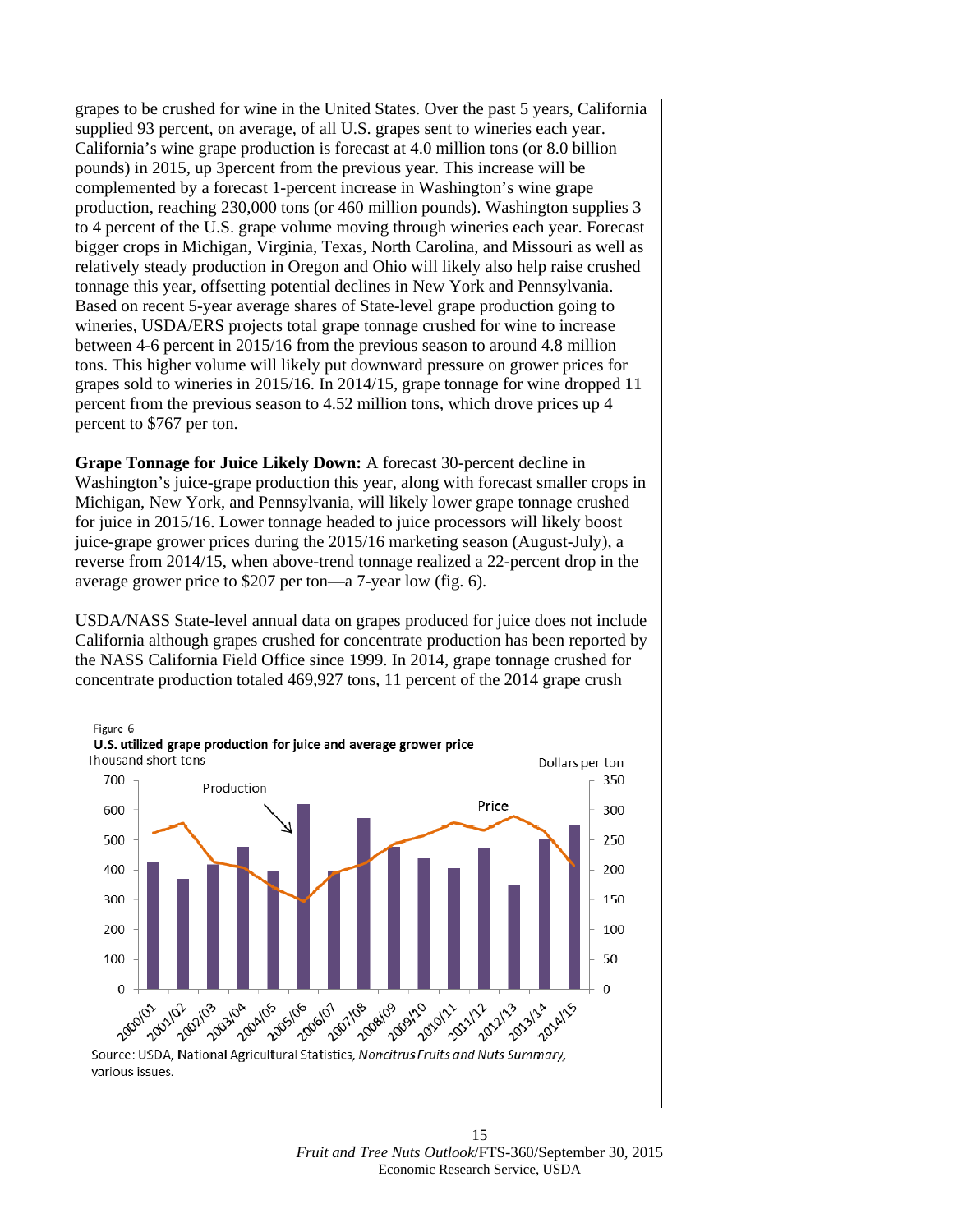grapes to be crushed for wine in the United States. Over the past 5 years, California supplied 93 percent, on average, of all U.S. grapes sent to wineries each year. California's wine grape production is forecast at 4.0 million tons (or 8.0 billion pounds) in 2015, up 3percent from the previous year. This increase will be complemented by a forecast 1-percent increase in Washington's wine grape production, reaching 230,000 tons (or 460 million pounds). Washington supplies 3 to 4 percent of the U.S. grape volume moving through wineries each year. Forecast bigger crops in Michigan, Virginia, Texas, North Carolina, and Missouri as well as relatively steady production in Oregon and Ohio will likely also help raise crushed tonnage this year, offsetting potential declines in New York and Pennsylvania. Based on recent 5-year average shares of State-level grape production going to wineries, USDA/ERS projects total grape tonnage crushed for wine to increase between 4-6 percent in 2015/16 from the previous season to around 4.8 million tons. This higher volume will likely put downward pressure on grower prices for grapes sold to wineries in 2015/16. In 2014/15, grape tonnage for wine dropped 11 percent from the previous season to 4.52 million tons, which drove prices up 4 percent to $767 per ton.

**Grape Tonnage for Juice Likely Down:** A forecast 30-percent decline in Washington's juice-grape production this year, along with forecast smaller crops in Michigan, New York, and Pennsylvania, will likely lower grape tonnage crushed for juice in 2015/16. Lower tonnage headed to juice processors will likely boost juice-grape grower prices during the 2015/16 marketing season (August-July), a reverse from 2014/15, when above-trend tonnage realized a 22-percent drop in the average grower price to $207 per ton—a 7-year low (fig. 6).

USDA/NASS State-level annual data on grapes produced for juice does not include California although grapes crushed for concentrate production has been reported by the NASS California Field Office since 1999. In 2014, grape tonnage crushed for concentrate production totaled 469,927 tons, 11 percent of the 2014 grape crush

Figure 6

**U.S. utilized grape production for juice and average grower price**

Source: USDA, National Agricultural Statistics, *Noncitrus Fruits and Nuts Summary*, various issues.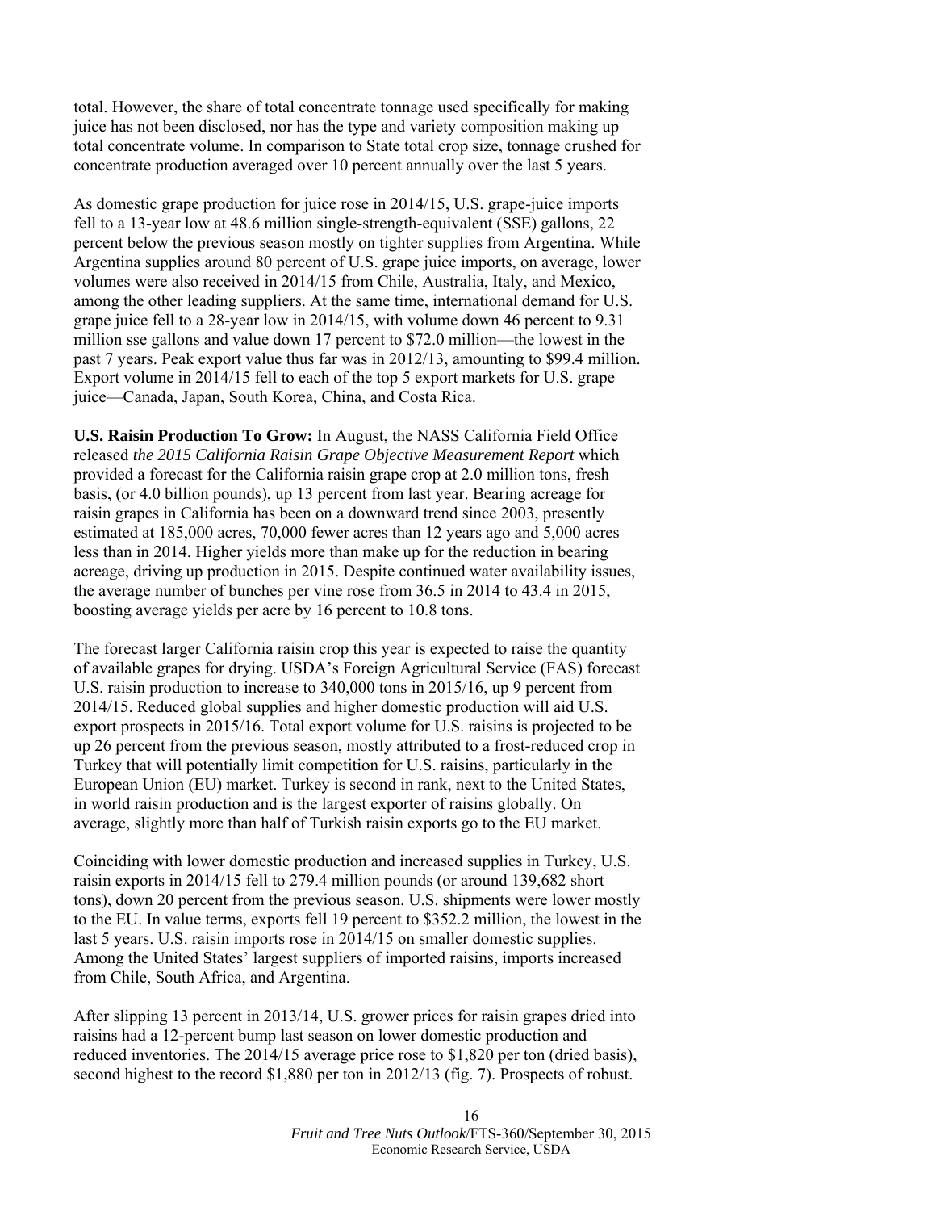total. However, the share of total concentrate tonnage used specifically for making juice has not been disclosed, nor has the type and variety composition making up total concentrate volume. In comparison to State total crop size, tonnage crushed for concentrate production averaged over 10 percent annually over the last 5 years.

As domestic grape production for juice rose in 2014/15, U.S. grape-juice imports fell to a 13-year low at 48.6 million single-strength-equivalent (SSE) gallons, 22 percent below the previous season mostly on tighter supplies from Argentina. While Argentina supplies around 80 percent of U.S. grape juice imports, on average, lower volumes were also received in 2014/15 from Chile, Australia, Italy, and Mexico, among the other leading suppliers. At the same time, international demand for U.S. grape juice fell to a 28-year low in 2014/15, with volume down 46 percent to 9.31 million sse gallons and value down 17 percent to \$72.0 million—the lowest in the past 7 years. Peak export value thus far was in 2012/13, amounting to \$99.4 million. Export volume in 2014/15 fell to each of the top 5 export markets for U.S. grape juice—Canada, Japan, South Korea, China, and Costa Rica.

**U.S. Raisin Production To Grow:** In August, the NASS California Field Office released *the 2015 California Raisin Grape Objective Measurement Report* which provided a forecast for the California raisin grape crop at 2.0 million tons, fresh basis, (or 4.0 billion pounds), up 13 percent from last year. Bearing acreage for raisin grapes in California has been on a downward trend since 2003, presently estimated at 185,000 acres, 70,000 fewer acres than 12 years ago and 5,000 acres less than in 2014. Higher yields more than make up for the reduction in bearing acreage, driving up production in 2015. Despite continued water availability issues, the average number of bunches per vine rose from 36.5 in 2014 to 43.4 in 2015, boosting average yields per acre by 16 percent to 10.8 tons.

The forecast larger California raisin crop this year is expected to raise the quantity of available grapes for drying. USDA's Foreign Agricultural Service (FAS) forecast U.S. raisin production to increase to 340,000 tons in 2015/16, up 9 percent from 2014/15. Reduced global supplies and higher domestic production will aid U.S. export prospects in 2015/16. Total export volume for U.S. raisins is projected to be up 26 percent from the previous season, mostly attributed to a frost-reduced crop in Turkey that will potentially limit competition for U.S. raisins, particularly in the European Union (EU) market. Turkey is second in rank, next to the United States, in world raisin production and is the largest exporter of raisins globally. On average, slightly more than half of Turkish raisin exports go to the EU market.

Coinciding with lower domestic production and increased supplies in Turkey, U.S. raisin exports in 2014/15 fell to 279.4 million pounds (or around 139,682 short tons), down 20 percent from the previous season. U.S. shipments were lower mostly to the EU. In value terms, exports fell 19 percent to \$352.2 million, the lowest in the last 5 years. U.S. raisin imports rose in 2014/15 on smaller domestic supplies. Among the United States' largest suppliers of imported raisins, imports increased from Chile, South Africa, and Argentina.

After slipping 13 percent in 2013/14, U.S. grower prices for raisin grapes dried into raisins had a 12-percent bump last season on lower domestic production and reduced inventories. The 2014/15 average price rose to \$1,820 per ton (dried basis), second highest to the record \$1,880 per ton in 2012/13 (fig. 7). Prospects of robust.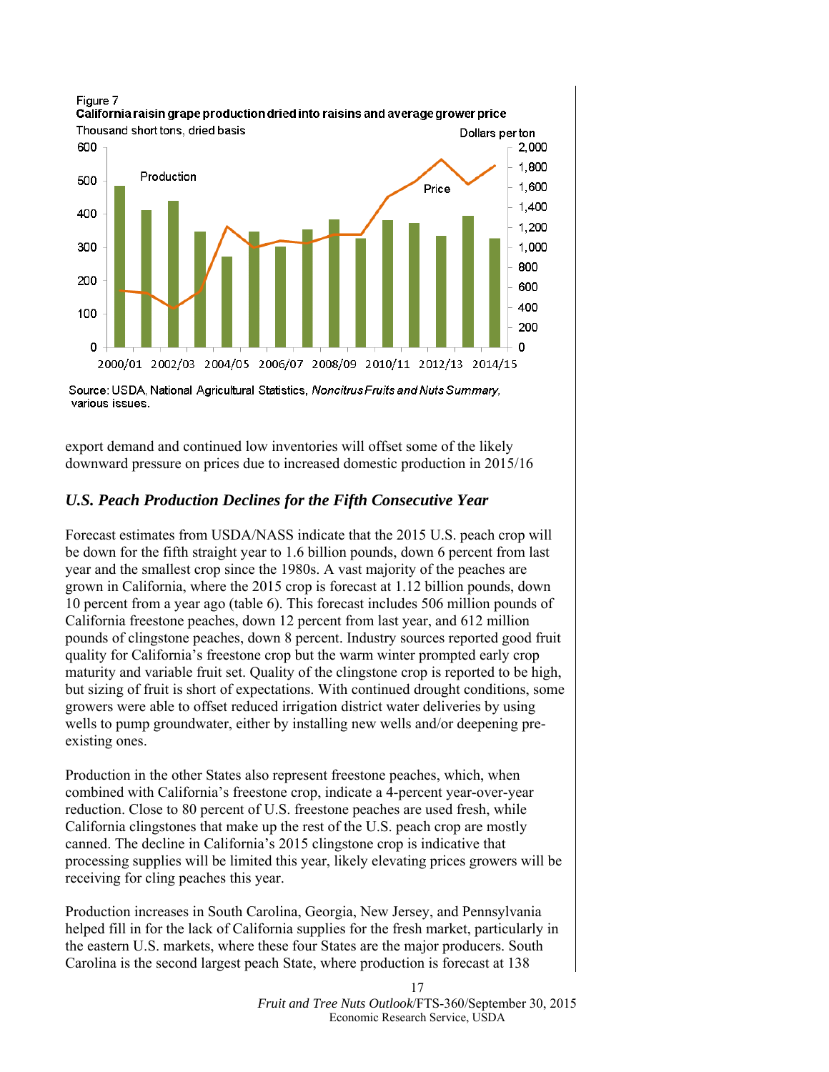Figure 7
**California raisin grape production dried into raisins and average grower price**

Source: USDA, National Agricultural Statistics, *Noncitrus Fruits and Nuts Summary*, various issues.

export demand and continued low inventories will offset some of the likely downward pressure on prices due to increased domestic production in 2015/16

## *U.S. Peach Production Declines for the Fifth Consecutive Year*

Forecast estimates from USDA/NASS indicate that the 2015 U.S. peach crop will be down for the fifth straight year to 1.6 billion pounds, down 6 percent from last year and the smallest crop since the 1980s. A vast majority of the peaches are grown in California, where the 2015 crop is forecast at 1.12 billion pounds, down 10 percent from a year ago (table 6). This forecast includes 506 million pounds of California freestone peaches, down 12 percent from last year, and 612 million pounds of clingstone peaches, down 8 percent. Industry sources reported good fruit quality for California's freestone crop but the warm winter prompted early crop maturity and variable fruit set. Quality of the clingstone crop is reported to be high, but sizing of fruit is short of expectations. With continued drought conditions, some growers were able to offset reduced irrigation district water deliveries by using wells to pump groundwater, either by installing new wells and/or deepening pre-existing ones.

Production in the other States also represent freestone peaches, which, when combined with California's freestone crop, indicate a 4-percent year-over-year reduction. Close to 80 percent of U.S. freestone peaches are used fresh, while California clingstones that make up the rest of the U.S. peach crop are mostly canned. The decline in California's 2015 clingstone crop is indicative that processing supplies will be limited this year, likely elevating prices growers will be receiving for cling peaches this year.

Production increases in South Carolina, Georgia, New Jersey, and Pennsylvania helped fill in for the lack of California supplies for the fresh market, particularly in the eastern U.S. markets, where these four States are the major producers. South Carolina is the second largest peach State, where production is forecast at 138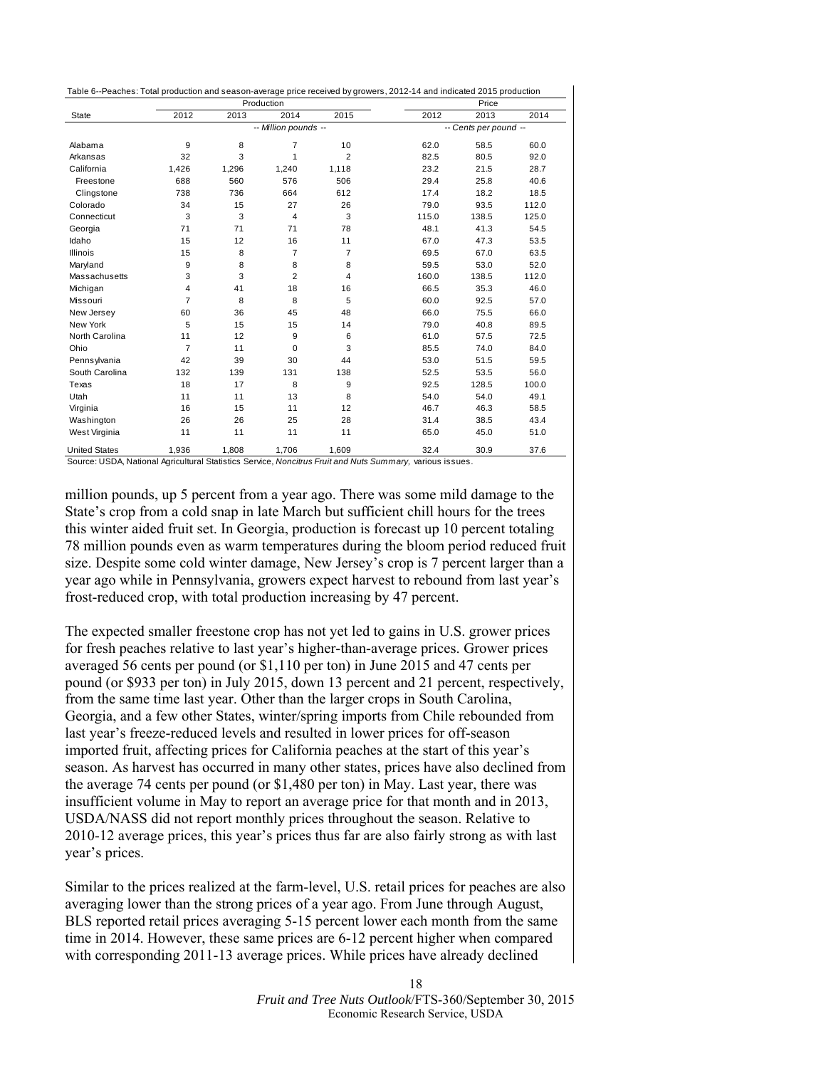Table 6--Peaches: Total production and season-average price received by growers, 2012-14 and indicated 2015 production

| State | Production | | | | Price | | |
|---|---|---|---|---|---|---|---|
| | 2012 | 2013 | 2014 | 2015 | 2012 | 2013 | 2014 |
| | -- Million pounds -- | | | | -- Cents per pound -- | | |
| Alabama | 9 | 8 | 7 | 10 | 62.0 | 58.5 | 60.0 |
| Arkansas | 32 | 3 | 1 | 2 | 82.5 | 80.5 | 92.0 |
| California | 1,426 | 1,296 | 1,240 | 1,118 | 23.2 | 21.5 | 28.7 |
| Freestone | 688 | 560 | 576 | 506 | 29.4 | 25.8 | 40.6 |
| Clingstone | 738 | 736 | 664 | 612 | 17.4 | 18.2 | 18.5 |
| Colorado | 34 | 15 | 27 | 26 | 79.0 | 93.5 | 112.0 |
| Connecticut | 3 | 3 | 4 | 3 | 115.0 | 138.5 | 125.0 |
| Georgia | 71 | 71 | 71 | 78 | 48.1 | 41.3 | 54.5 |
| Idaho | 15 | 12 | 16 | 11 | 67.0 | 47.3 | 53.5 |
| Illinois | 15 | 8 | 7 | 7 | 69.5 | 67.0 | 63.5 |
| Maryland | 9 | 8 | 8 | 8 | 59.5 | 53.0 | 52.0 |
| Massachusetts | 3 | 3 | 2 | 4 | 160.0 | 138.5 | 112.0 |
| Michigan | 4 | 41 | 18 | 16 | 66.5 | 35.3 | 46.0 |
| Missouri | 7 | 8 | 8 | 5 | 60.0 | 92.5 | 57.0 |
| New Jersey | 60 | 36 | 45 | 48 | 66.0 | 75.5 | 66.0 |
| New York | 5 | 15 | 15 | 14 | 79.0 | 40.8 | 89.5 |
| North Carolina | 11 | 12 | 9 | 6 | 61.0 | 57.5 | 72.5 |
| Ohio | 7 | 11 | 0 | 3 | 85.5 | 74.0 | 84.0 |
| Pennsylvania | 42 | 39 | 30 | 44 | 53.0 | 51.5 | 59.5 |
| South Carolina | 132 | 139 | 131 | 138 | 52.5 | 53.5 | 56.0 |
| Texas | 18 | 17 | 8 | 9 | 92.5 | 128.5 | 100.0 |
| Utah | 11 | 11 | 13 | 8 | 54.0 | 54.0 | 49.1 |
| Virginia | 16 | 15 | 11 | 12 | 46.7 | 46.3 | 58.5 |
| Washington | 26 | 26 | 25 | 28 | 31.4 | 38.5 | 43.4 |
| West Virginia | 11 | 11 | 11 | 11 | 65.0 | 45.0 | 51.0 |
| United States | 1,936 | 1,808 | 1,706 | 1,609 | 32.4 | 30.9 | 37.6 |

Source: USDA, National Agricultural Statistics Service, *Noncitrus Fruit and Nuts Summary,* various issues.

million pounds, up 5 percent from a year ago. There was some mild damage to the State's crop from a cold snap in late March but sufficient chill hours for the trees this winter aided fruit set. In Georgia, production is forecast up 10 percent totaling 78 million pounds even as warm temperatures during the bloom period reduced fruit size. Despite some cold winter damage, New Jersey's crop is 7 percent larger than a year ago while in Pennsylvania, growers expect harvest to rebound from last year's frost-reduced crop, with total production increasing by 47 percent.

The expected smaller freestone crop has not yet led to gains in U.S. grower prices for fresh peaches relative to last year's higher-than-average prices. Grower prices averaged 56 cents per pound (or $1,110 per ton) in June 2015 and 47 cents per pound (or $933 per ton) in July 2015, down 13 percent and 21 percent, respectively, from the same time last year. Other than the larger crops in South Carolina, Georgia, and a few other States, winter/spring imports from Chile rebounded from last year's freeze-reduced levels and resulted in lower prices for off-season imported fruit, affecting prices for California peaches at the start of this year's season. As harvest has occurred in many other states, prices have also declined from the average 74 cents per pound (or $1,480 per ton) in May. Last year, there was insufficient volume in May to report an average price for that month and in 2013, USDA/NASS did not report monthly prices throughout the season. Relative to 2010-12 average prices, this year's prices thus far are also fairly strong as with last year's prices.

Similar to the prices realized at the farm-level, U.S. retail prices for peaches are also averaging lower than the strong prices of a year ago. From June through August, BLS reported retail prices averaging 5-15 percent lower each month from the same time in 2014. However, these same prices are 6-12 percent higher when compared with corresponding 2011-13 average prices. While prices have already declined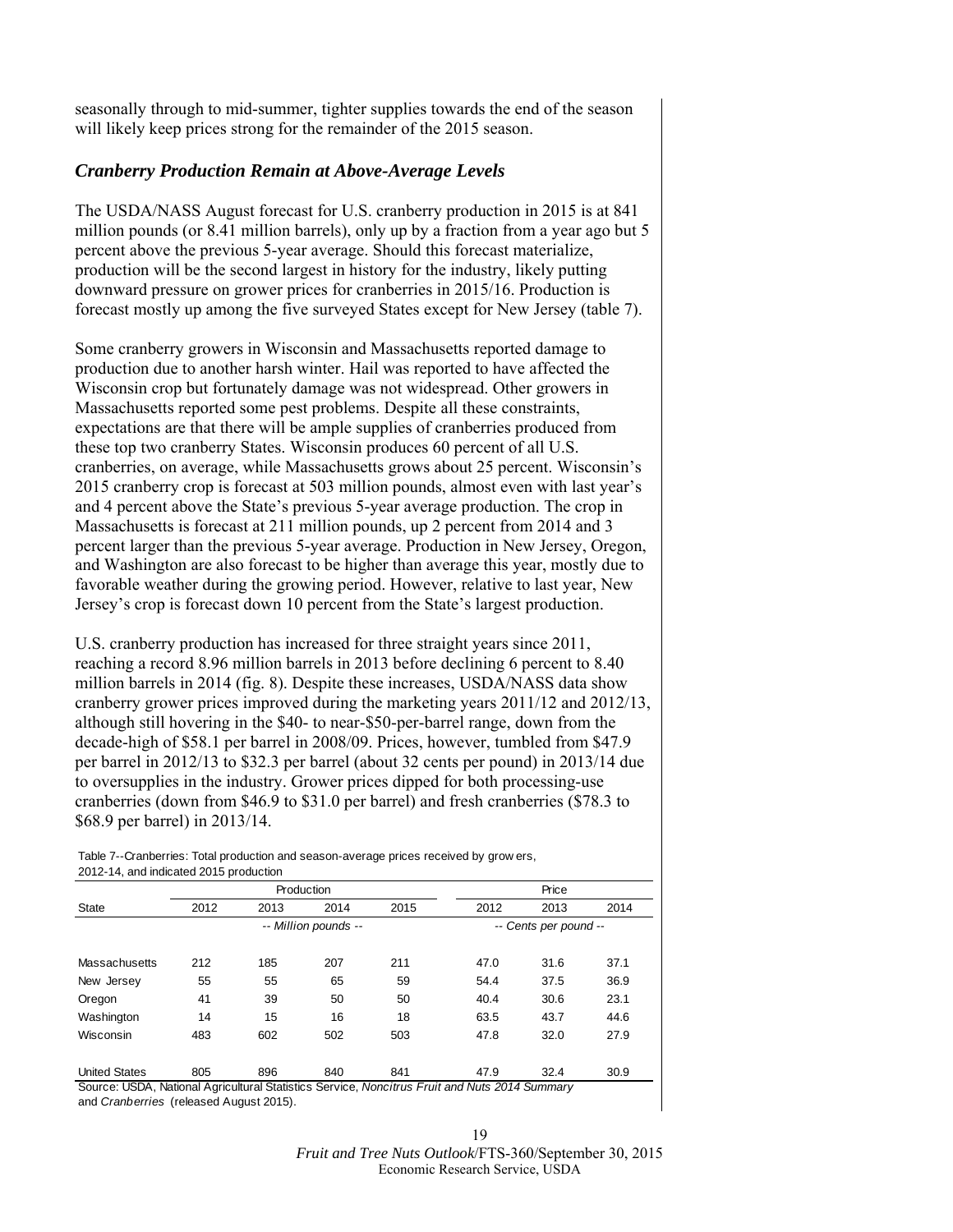seasonally through to mid-summer, tighter supplies towards the end of the season will likely keep prices strong for the remainder of the 2015 season.

### *Cranberry Production Remain at Above-Average Levels*

The USDA/NASS August forecast for U.S. cranberry production in 2015 is at 841 million pounds (or 8.41 million barrels), only up by a fraction from a year ago but 5 percent above the previous 5-year average. Should this forecast materialize, production will be the second largest in history for the industry, likely putting downward pressure on grower prices for cranberries in 2015/16. Production is forecast mostly up among the five surveyed States except for New Jersey (table 7).

Some cranberry growers in Wisconsin and Massachusetts reported damage to production due to another harsh winter. Hail was reported to have affected the Wisconsin crop but fortunately damage was not widespread. Other growers in Massachusetts reported some pest problems. Despite all these constraints, expectations are that there will be ample supplies of cranberries produced from these top two cranberry States. Wisconsin produces 60 percent of all U.S. cranberries, on average, while Massachusetts grows about 25 percent. Wisconsin's 2015 cranberry crop is forecast at 503 million pounds, almost even with last year's and 4 percent above the State's previous 5-year average production. The crop in Massachusetts is forecast at 211 million pounds, up 2 percent from 2014 and 3 percent larger than the previous 5-year average. Production in New Jersey, Oregon, and Washington are also forecast to be higher than average this year, mostly due to favorable weather during the growing period. However, relative to last year, New Jersey's crop is forecast down 10 percent from the State's largest production.

U.S. cranberry production has increased for three straight years since 2011, reaching a record 8.96 million barrels in 2013 before declining 6 percent to 8.40 million barrels in 2014 (fig. 8). Despite these increases, USDA/NASS data show cranberry grower prices improved during the marketing years 2011/12 and 2012/13, although still hovering in the $40- to near-$50-per-barrel range, down from the decade-high of $58.1 per barrel in 2008/09. Prices, however, tumbled from $47.9 per barrel in 2012/13 to $32.3 per barrel (about 32 cents per pound) in 2013/14 due to oversupplies in the industry. Grower prices dipped for both processing-use cranberries (down from $46.9 to $31.0 per barrel) and fresh cranberries ($78.3 to $68.9 per barrel) in 2013/14.

Table 7--Cranberries: Total production and season-average prices received by growers, 2012-14, and indicated 2015 production

| State | Production | | | | Price | | |
|---|---|---|---|---|---|---|---|
| | 2012 | 2013 | 2014 | 2015 | 2012 | 2013 | 2014 |
| | -- Million pounds -- | | | | -- Cents per pound -- | | |
| Massachusetts | 212 | 185 | 207 | 211 | 47.0 | 31.6 | 37.1 |
| New Jersey | 55 | 55 | 65 | 59 | 54.4 | 37.5 | 36.9 |
| Oregon | 41 | 39 | 50 | 50 | 40.4 | 30.6 | 23.1 |
| Washington | 14 | 15 | 16 | 18 | 63.5 | 43.7 | 44.6 |
| Wisconsin | 483 | 602 | 502 | 503 | 47.8 | 32.0 | 27.9 |
| United States | 805 | 896 | 840 | 841 | 47.9 | 32.4 | 30.9 |

Source: USDA, National Agricultural Statistics Service, *Noncitrus Fruit and Nuts 2014 Summary* and *Cranberries* (released August 2015).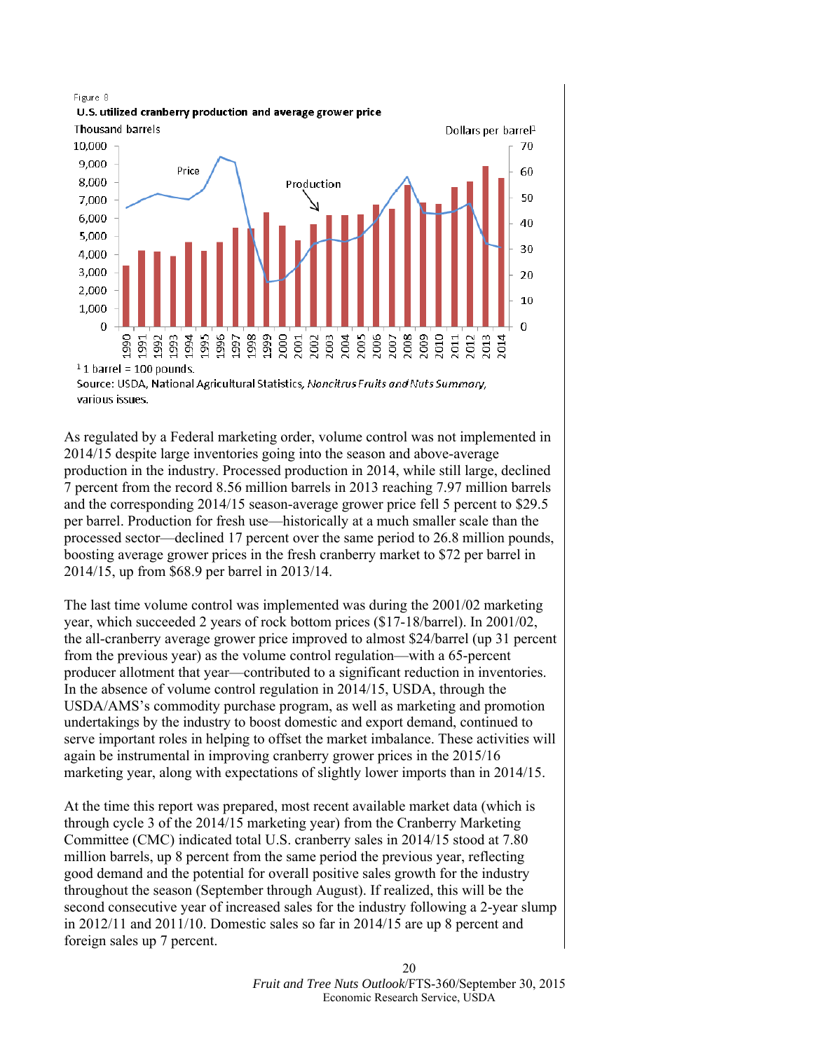Figure 8

**U.S. utilized cranberry production and average grower price**

[1] 1 barrel = 100 pounds.

Source: USDA, National Agricultural Statistics, *Noncitrus Fruits and Nuts Summary*, various issues.

As regulated by a Federal marketing order, volume control was not implemented in 2014/15 despite large inventories going into the season and above-average production in the industry. Processed production in 2014, while still large, declined 7 percent from the record 8.56 million barrels in 2013 reaching 7.97 million barrels and the corresponding 2014/15 season-average grower price fell 5 percent to $29.5 per barrel. Production for fresh use—historically at a much smaller scale than the processed sector—declined 17 percent over the same period to 26.8 million pounds, boosting average grower prices in the fresh cranberry market to $72 per barrel in 2014/15, up from $68.9 per barrel in 2013/14.

The last time volume control was implemented was during the 2001/02 marketing year, which succeeded 2 years of rock bottom prices ($17-18/barrel). In 2001/02, the all-cranberry average grower price improved to almost $24/barrel (up 31 percent from the previous year) as the volume control regulation—with a 65-percent producer allotment that year—contributed to a significant reduction in inventories. In the absence of volume control regulation in 2014/15, USDA, through the USDA/AMS's commodity purchase program, as well as marketing and promotion undertakings by the industry to boost domestic and export demand, continued to serve important roles in helping to offset the market imbalance. These activities will again be instrumental in improving cranberry grower prices in the 2015/16 marketing year, along with expectations of slightly lower imports than in 2014/15.

At the time this report was prepared, most recent available market data (which is through cycle 3 of the 2014/15 marketing year) from the Cranberry Marketing Committee (CMC) indicated total U.S. cranberry sales in 2014/15 stood at 7.80 million barrels, up 8 percent from the same period the previous year, reflecting good demand and the potential for overall positive sales growth for the industry throughout the season (September through August). If realized, this will be the second consecutive year of increased sales for the industry following a 2-year slump in 2012/11 and 2011/10. Domestic sales so far in 2014/15 are up 8 percent and foreign sales up 7 percent.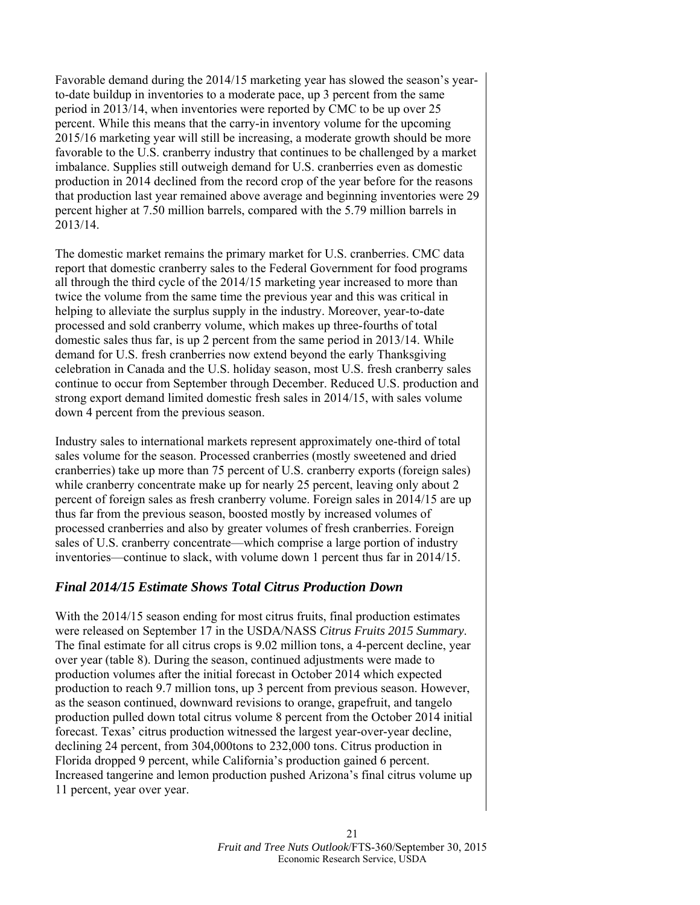Favorable demand during the 2014/15 marketing year has slowed the season's year-to-date buildup in inventories to a moderate pace, up 3 percent from the same period in 2013/14, when inventories were reported by CMC to be up over 25 percent. While this means that the carry-in inventory volume for the upcoming 2015/16 marketing year will still be increasing, a moderate growth should be more favorable to the U.S. cranberry industry that continues to be challenged by a market imbalance. Supplies still outweigh demand for U.S. cranberries even as domestic production in 2014 declined from the record crop of the year before for the reasons that production last year remained above average and beginning inventories were 29 percent higher at 7.50 million barrels, compared with the 5.79 million barrels in 2013/14.

The domestic market remains the primary market for U.S. cranberries. CMC data report that domestic cranberry sales to the Federal Government for food programs all through the third cycle of the 2014/15 marketing year increased to more than twice the volume from the same time the previous year and this was critical in helping to alleviate the surplus supply in the industry. Moreover, year-to-date processed and sold cranberry volume, which makes up three-fourths of total domestic sales thus far, is up 2 percent from the same period in 2013/14. While demand for U.S. fresh cranberries now extend beyond the early Thanksgiving celebration in Canada and the U.S. holiday season, most U.S. fresh cranberry sales continue to occur from September through December. Reduced U.S. production and strong export demand limited domestic fresh sales in 2014/15, with sales volume down 4 percent from the previous season.

Industry sales to international markets represent approximately one-third of total sales volume for the season. Processed cranberries (mostly sweetened and dried cranberries) take up more than 75 percent of U.S. cranberry exports (foreign sales) while cranberry concentrate make up for nearly 25 percent, leaving only about 2 percent of foreign sales as fresh cranberry volume. Foreign sales in 2014/15 are up thus far from the previous season, boosted mostly by increased volumes of processed cranberries and also by greater volumes of fresh cranberries. Foreign sales of U.S. cranberry concentrate—which comprise a large portion of industry inventories—continue to slack, with volume down 1 percent thus far in 2014/15.

## *Final 2014/15 Estimate Shows Total Citrus Production Down*

With the 2014/15 season ending for most citrus fruits, final production estimates were released on September 17 in the USDA/NASS *Citrus Fruits 2015 Summary*. The final estimate for all citrus crops is 9.02 million tons, a 4-percent decline, year over year (table 8). During the season, continued adjustments were made to production volumes after the initial forecast in October 2014 which expected production to reach 9.7 million tons, up 3 percent from previous season. However, as the season continued, downward revisions to orange, grapefruit, and tangelo production pulled down total citrus volume 8 percent from the October 2014 initial forecast. Texas' citrus production witnessed the largest year-over-year decline, declining 24 percent, from 304,000tons to 232,000 tons. Citrus production in Florida dropped 9 percent, while California's production gained 6 percent. Increased tangerine and lemon production pushed Arizona's final citrus volume up 11 percent, year over year.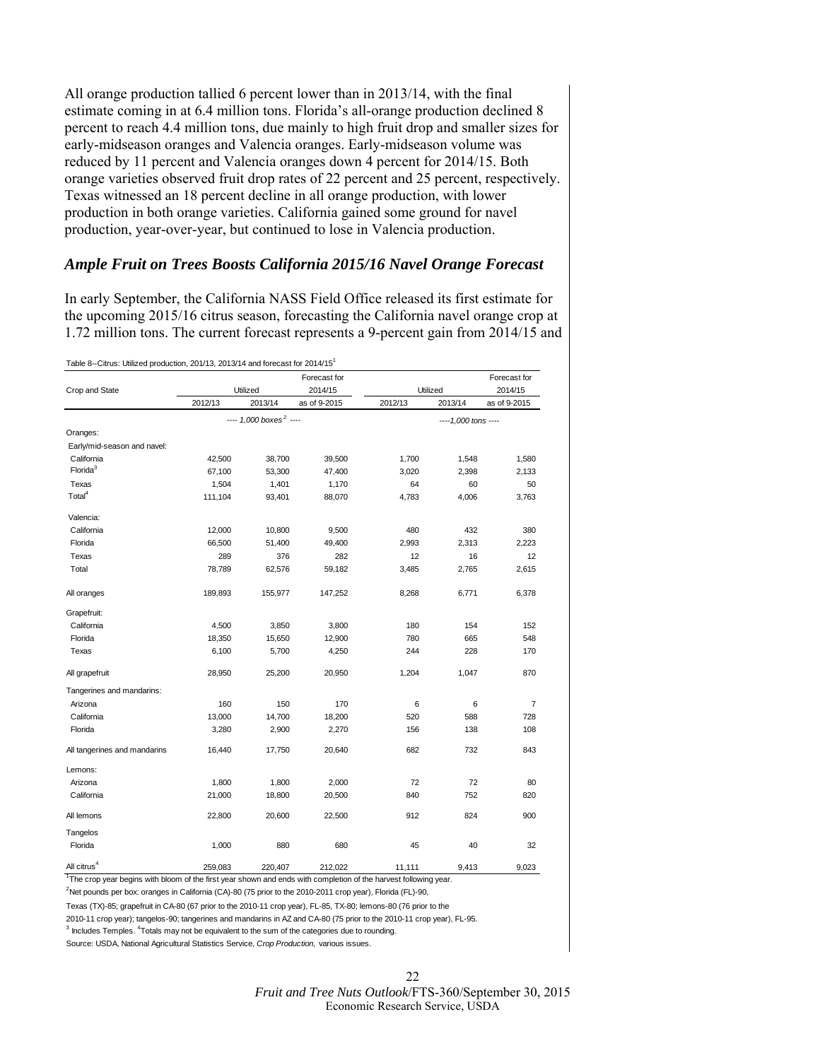All orange production tallied 6 percent lower than in 2013/14, with the final estimate coming in at 6.4 million tons. Florida's all-orange production declined 8 percent to reach 4.4 million tons, due mainly to high fruit drop and smaller sizes for early-midseason oranges and Valencia oranges. Early-midseason volume was reduced by 11 percent and Valencia oranges down 4 percent for 2014/15. Both orange varieties observed fruit drop rates of 22 percent and 25 percent, respectively. Texas witnessed an 18 percent decline in all orange production, with lower production in both orange varieties. California gained some ground for navel production, year-over-year, but continued to lose in Valencia production.

### *Ample Fruit on Trees Boosts California 2015/16 Navel Orange Forecast*

In early September, the California NASS Field Office released its first estimate for the upcoming 2015/16 citrus season, forecasting the California navel orange crop at 1.72 million tons. The current forecast represents a 9-percent gain from 2014/15 and

Table 8--Citrus: Utilized production, 201/13, 2013/14 and forecast for 2014/15[1]

| Crop and State | Utilized | | Forecast for 2014/15 | Utilized | | Forecast for 2014/15 |
|---|---|---|---|---|---|---|
| | 2012/13 | 2013/14 | as of 9-2015 | 2012/13 | 2013/14 | as of 9-2015 |
| | ---- 1,000 boxes[2] ---- | | | ----1,000 tons ---- | | |
| Oranges: | | | | | | |
| Early/mid-season and navel: | | | | | | |
| California | 42,500 | 38,700 | 39,500 | 1,700 | 1,548 | 1,580 |
| Florida[3] | 67,100 | 53,300 | 47,400 | 3,020 | 2,398 | 2,133 |
| Texas | 1,504 | 1,401 | 1,170 | 64 | 60 | 50 |
| Total[4] | 111,104 | 93,401 | 88,070 | 4,783 | 4,006 | 3,763 |
| Valencia: | | | | | | |
| California | 12,000 | 10,800 | 9,500 | 480 | 432 | 380 |
| Florida | 66,500 | 51,400 | 49,400 | 2,993 | 2,313 | 2,223 |
| Texas | 289 | 376 | 282 | 12 | 16 | 12 |
| Total | 78,789 | 62,576 | 59,182 | 3,485 | 2,765 | 2,615 |
| All oranges | 189,893 | 155,977 | 147,252 | 8,268 | 6,771 | 6,378 |
| Grapefruit: | | | | | | |
| California | 4,500 | 3,850 | 3,800 | 180 | 154 | 152 |
| Florida | 18,350 | 15,650 | 12,900 | 780 | 665 | 548 |
| Texas | 6,100 | 5,700 | 4,250 | 244 | 228 | 170 |
| All grapefruit | 28,950 | 25,200 | 20,950 | 1,204 | 1,047 | 870 |
| Tangerines and mandarins: | | | | | | |
| Arizona | 160 | 150 | 170 | 6 | 6 | 7 |
| California | 13,000 | 14,700 | 18,200 | 520 | 588 | 728 |
| Florida | 3,280 | 2,900 | 2,270 | 156 | 138 | 108 |
| All tangerines and mandarins | 16,440 | 17,750 | 20,640 | 682 | 732 | 843 |
| Lemons: | | | | | | |
| Arizona | 1,800 | 1,800 | 2,000 | 72 | 72 | 80 |
| California | 21,000 | 18,800 | 20,500 | 840 | 752 | 820 |
| All lemons | 22,800 | 20,600 | 22,500 | 912 | 824 | 900 |
| Tangelos | | | | | | |
| Florida | 1,000 | 880 | 680 | 45 | 40 | 32 |
| All citrus[4] | 259,083 | 220,407 | 212,022 | 11,111 | 9,413 | 9,023 |

[1]The crop year begins with bloom of the first year shown and ends with completion of the harvest following year.

[2]Net pounds per box: oranges in California (CA)-80 (75 prior to the 2010-2011 crop year), Florida (FL)-90, Texas (TX)-85; grapefruit in CA-80 (67 prior to the 2010-11 crop year), FL-85, TX-80; lemons-80 (76 prior to the 2010-11 crop year); tangelos-90; tangerines and mandarins in AZ and CA-80 (75 prior to the 2010-11 crop year), FL-95.

[3] Includes Temples. [4]Totals may not be equivalent to the sum of the categories due to rounding.

Source: USDA, National Agricultural Statistics Service, *Crop Production,* various issues.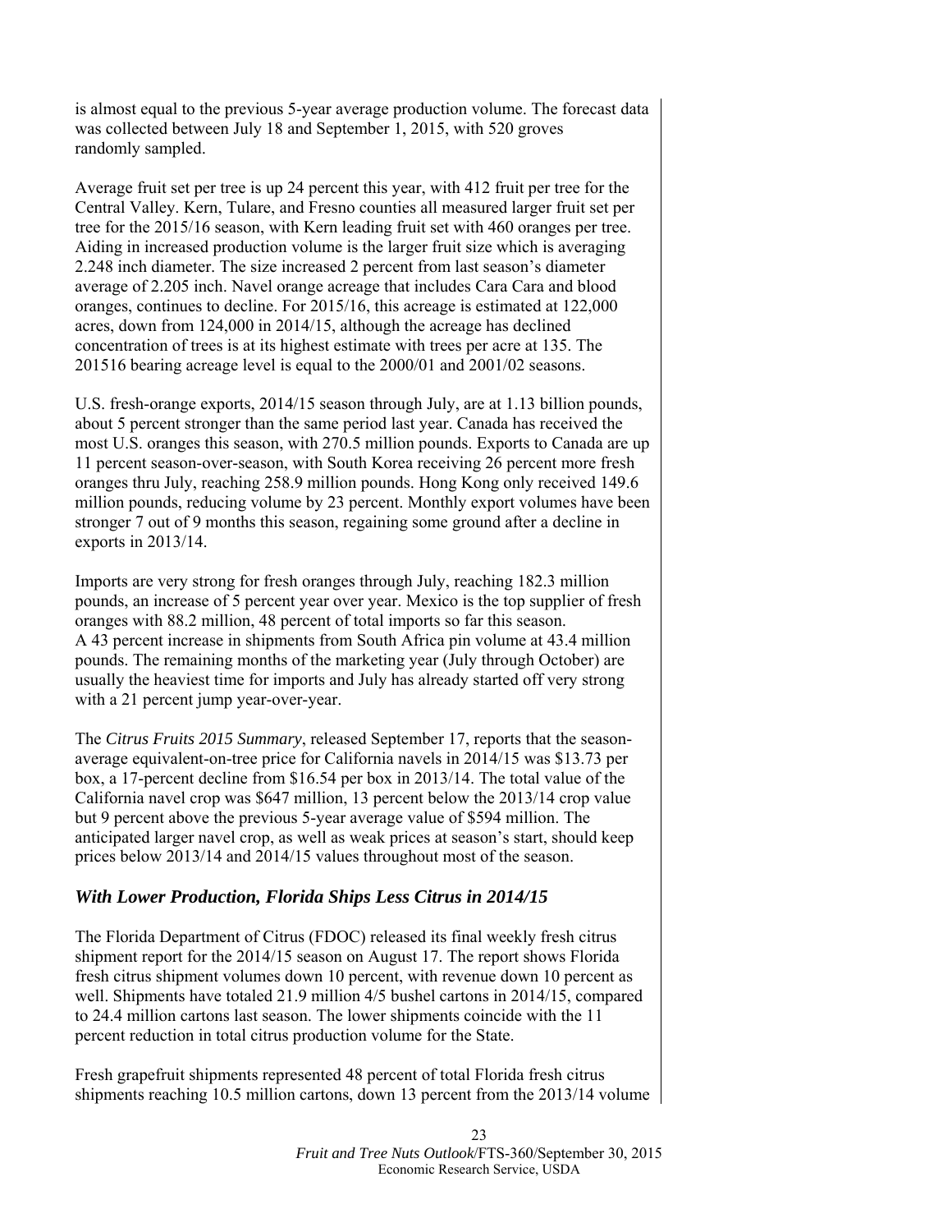is almost equal to the previous 5-year average production volume. The forecast data was collected between July 18 and September 1, 2015, with 520 groves randomly sampled.

Average fruit set per tree is up 24 percent this year, with 412 fruit per tree for the Central Valley. Kern, Tulare, and Fresno counties all measured larger fruit set per tree for the 2015/16 season, with Kern leading fruit set with 460 oranges per tree. Aiding in increased production volume is the larger fruit size which is averaging 2.248 inch diameter. The size increased 2 percent from last season's diameter average of 2.205 inch. Navel orange acreage that includes Cara Cara and blood oranges, continues to decline. For 2015/16, this acreage is estimated at 122,000 acres, down from 124,000 in 2014/15, although the acreage has declined concentration of trees is at its highest estimate with trees per acre at 135. The 201516 bearing acreage level is equal to the 2000/01 and 2001/02 seasons.

U.S. fresh-orange exports, 2014/15 season through July, are at 1.13 billion pounds, about 5 percent stronger than the same period last year. Canada has received the most U.S. oranges this season, with 270.5 million pounds. Exports to Canada are up 11 percent season-over-season, with South Korea receiving 26 percent more fresh oranges thru July, reaching 258.9 million pounds. Hong Kong only received 149.6 million pounds, reducing volume by 23 percent. Monthly export volumes have been stronger 7 out of 9 months this season, regaining some ground after a decline in exports in 2013/14.

Imports are very strong for fresh oranges through July, reaching 182.3 million pounds, an increase of 5 percent year over year. Mexico is the top supplier of fresh oranges with 88.2 million, 48 percent of total imports so far this season. A 43 percent increase in shipments from South Africa pin volume at 43.4 million pounds. The remaining months of the marketing year (July through October) are usually the heaviest time for imports and July has already started off very strong with a 21 percent jump year-over-year.

The *Citrus Fruits 2015 Summary*, released September 17, reports that the season-average equivalent-on-tree price for California navels in 2014/15 was $13.73 per box, a 17-percent decline from $16.54 per box in 2013/14. The total value of the California navel crop was $647 million, 13 percent below the 2013/14 crop value but 9 percent above the previous 5-year average value of $594 million. The anticipated larger navel crop, as well as weak prices at season's start, should keep prices below 2013/14 and 2014/15 values throughout most of the season.

## *With Lower Production, Florida Ships Less Citrus in 2014/15*

The Florida Department of Citrus (FDOC) released its final weekly fresh citrus shipment report for the 2014/15 season on August 17. The report shows Florida fresh citrus shipment volumes down 10 percent, with revenue down 10 percent as well. Shipments have totaled 21.9 million 4/5 bushel cartons in 2014/15, compared to 24.4 million cartons last season. The lower shipments coincide with the 11 percent reduction in total citrus production volume for the State.

Fresh grapefruit shipments represented 48 percent of total Florida fresh citrus shipments reaching 10.5 million cartons, down 13 percent from the 2013/14 volume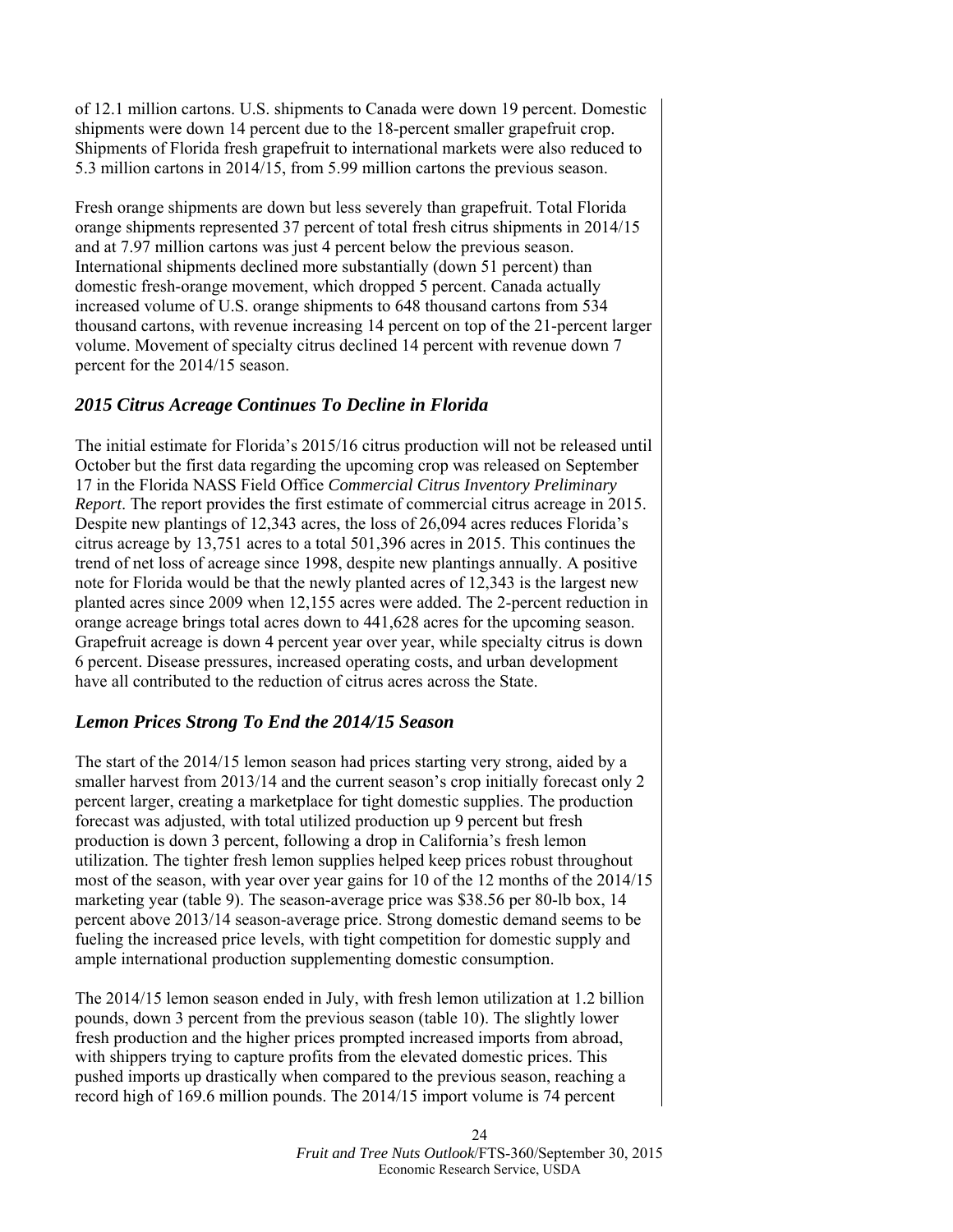of 12.1 million cartons. U.S. shipments to Canada were down 19 percent. Domestic shipments were down 14 percent due to the 18-percent smaller grapefruit crop. Shipments of Florida fresh grapefruit to international markets were also reduced to 5.3 million cartons in 2014/15, from 5.99 million cartons the previous season.

Fresh orange shipments are down but less severely than grapefruit. Total Florida orange shipments represented 37 percent of total fresh citrus shipments in 2014/15 and at 7.97 million cartons was just 4 percent below the previous season. International shipments declined more substantially (down 51 percent) than domestic fresh-orange movement, which dropped 5 percent. Canada actually increased volume of U.S. orange shipments to 648 thousand cartons from 534 thousand cartons, with revenue increasing 14 percent on top of the 21-percent larger volume. Movement of specialty citrus declined 14 percent with revenue down 7 percent for the 2014/15 season.

### *2015 Citrus Acreage Continues To Decline in Florida*

The initial estimate for Florida's 2015/16 citrus production will not be released until October but the first data regarding the upcoming crop was released on September 17 in the Florida NASS Field Office *Commercial Citrus Inventory Preliminary Report*. The report provides the first estimate of commercial citrus acreage in 2015. Despite new plantings of 12,343 acres, the loss of 26,094 acres reduces Florida's citrus acreage by 13,751 acres to a total 501,396 acres in 2015. This continues the trend of net loss of acreage since 1998, despite new plantings annually. A positive note for Florida would be that the newly planted acres of 12,343 is the largest new planted acres since 2009 when 12,155 acres were added. The 2-percent reduction in orange acreage brings total acres down to 441,628 acres for the upcoming season. Grapefruit acreage is down 4 percent year over year, while specialty citrus is down 6 percent. Disease pressures, increased operating costs, and urban development have all contributed to the reduction of citrus acres across the State.

### *Lemon Prices Strong To End the 2014/15 Season*

The start of the 2014/15 lemon season had prices starting very strong, aided by a smaller harvest from 2013/14 and the current season's crop initially forecast only 2 percent larger, creating a marketplace for tight domestic supplies. The production forecast was adjusted, with total utilized production up 9 percent but fresh production is down 3 percent, following a drop in California's fresh lemon utilization. The tighter fresh lemon supplies helped keep prices robust throughout most of the season, with year over year gains for 10 of the 12 months of the 2014/15 marketing year (table 9). The season-average price was \$38.56 per 80-lb box, 14 percent above 2013/14 season-average price. Strong domestic demand seems to be fueling the increased price levels, with tight competition for domestic supply and ample international production supplementing domestic consumption.

The 2014/15 lemon season ended in July, with fresh lemon utilization at 1.2 billion pounds, down 3 percent from the previous season (table 10). The slightly lower fresh production and the higher prices prompted increased imports from abroad, with shippers trying to capture profits from the elevated domestic prices. This pushed imports up drastically when compared to the previous season, reaching a record high of 169.6 million pounds. The 2014/15 import volume is 74 percent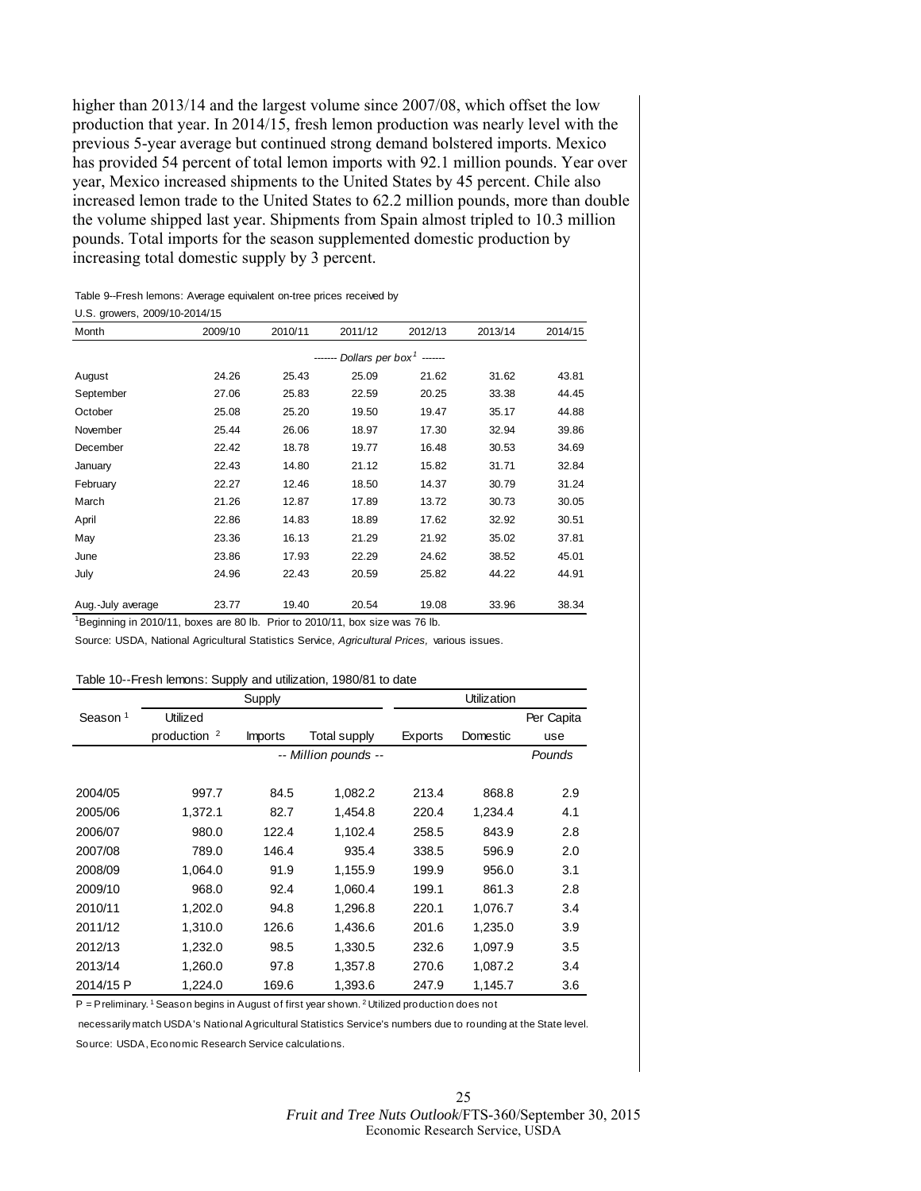higher than 2013/14 and the largest volume since 2007/08, which offset the low production that year. In 2014/15, fresh lemon production was nearly level with the previous 5-year average but continued strong demand bolstered imports. Mexico has provided 54 percent of total lemon imports with 92.1 million pounds. Year over year, Mexico increased shipments to the United States by 45 percent. Chile also increased lemon trade to the United States to 62.2 million pounds, more than double the volume shipped last year. Shipments from Spain almost tripled to 10.3 million pounds. Total imports for the season supplemented domestic production by increasing total domestic supply by 3 percent.

Table 9--Fresh lemons: Average equivalent on-tree prices received by U.S. growers, 2009/10-2014/15

| Month | 2009/10 | 2010/11 | 2011/12 | 2012/13 | 2013/14 | 2014/15 |
|---|---|---|---|---|---|---|
| | | | ------- *Dollars per box*[1] ------- | | | |
| August | 24.26 | 25.43 | 25.09 | 21.62 | 31.62 | 43.81 |
| September | 27.06 | 25.83 | 22.59 | 20.25 | 33.38 | 44.45 |
| October | 25.08 | 25.20 | 19.50 | 19.47 | 35.17 | 44.88 |
| November | 25.44 | 26.06 | 18.97 | 17.30 | 32.94 | 39.86 |
| December | 22.42 | 18.78 | 19.77 | 16.48 | 30.53 | 34.69 |
| January | 22.43 | 14.80 | 21.12 | 15.82 | 31.71 | 32.84 |
| February | 22.27 | 12.46 | 18.50 | 14.37 | 30.79 | 31.24 |
| March | 21.26 | 12.87 | 17.89 | 13.72 | 30.73 | 30.05 |
| April | 22.86 | 14.83 | 18.89 | 17.62 | 32.92 | 30.51 |
| May | 23.36 | 16.13 | 21.29 | 21.92 | 35.02 | 37.81 |
| June | 23.86 | 17.93 | 22.29 | 24.62 | 38.52 | 45.01 |
| July | 24.96 | 22.43 | 20.59 | 25.82 | 44.22 | 44.91 |
| Aug.-July average | 23.77 | 19.40 | 20.54 | 19.08 | 33.96 | 38.34 |

[1]Beginning in 2010/11, boxes are 80 lb. Prior to 2010/11, box size was 76 lb.

Source: USDA, National Agricultural Statistics Service, *Agricultural Prices*, various issues.

Table 10--Fresh lemons: Supply and utilization, 1980/81 to date

| Season [1] | Supply | | | Utilization | | |
|---|---|---|---|---|---|---|
| | Utilized production [2] | Imports | Total supply | Exports | Domestic | Per Capita use |
| | -- Million pounds -- | | | | | *Pounds* |
| 2004/05 | 997.7 | 84.5 | 1,082.2 | 213.4 | 868.8 | 2.9 |
| 2005/06 | 1,372.1 | 82.7 | 1,454.8 | 220.4 | 1,234.4 | 4.1 |
| 2006/07 | 980.0 | 122.4 | 1,102.4 | 258.5 | 843.9 | 2.8 |
| 2007/08 | 789.0 | 146.4 | 935.4 | 338.5 | 596.9 | 2.0 |
| 2008/09 | 1,064.0 | 91.9 | 1,155.9 | 199.9 | 956.0 | 3.1 |
| 2009/10 | 968.0 | 92.4 | 1,060.4 | 199.1 | 861.3 | 2.8 |
| 2010/11 | 1,202.0 | 94.8 | 1,296.8 | 220.1 | 1,076.7 | 3.4 |
| 2011/12 | 1,310.0 | 126.6 | 1,436.6 | 201.6 | 1,235.0 | 3.9 |
| 2012/13 | 1,232.0 | 98.5 | 1,330.5 | 232.6 | 1,097.9 | 3.5 |
| 2013/14 | 1,260.0 | 97.8 | 1,357.8 | 270.6 | 1,087.2 | 3.4 |
| 2014/15 P | 1,224.0 | 169.6 | 1,393.6 | 247.9 | 1,145.7 | 3.6 |

P = Preliminary. [1] Season begins in August of first year shown. [2] Utilized production does not necessarily match USDA's National Agricultural Statistics Service's numbers due to rounding at the State level.

Source: USDA, Economic Research Service calculations.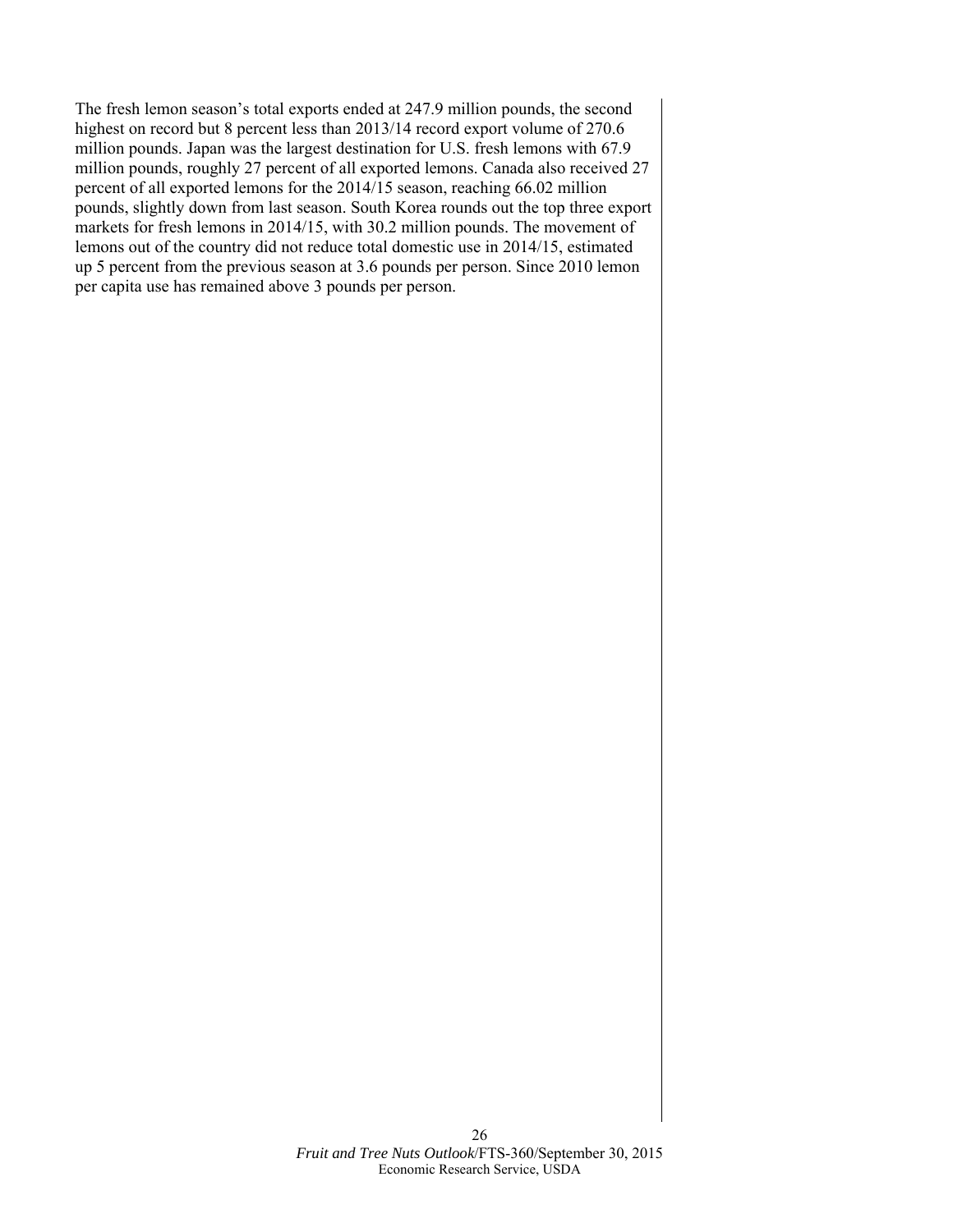The fresh lemon season's total exports ended at 247.9 million pounds, the second highest on record but 8 percent less than 2013/14 record export volume of 270.6 million pounds. Japan was the largest destination for U.S. fresh lemons with 67.9 million pounds, roughly 27 percent of all exported lemons. Canada also received 27 percent of all exported lemons for the 2014/15 season, reaching 66.02 million pounds, slightly down from last season. South Korea rounds out the top three export markets for fresh lemons in 2014/15, with 30.2 million pounds. The movement of lemons out of the country did not reduce total domestic use in 2014/15, estimated up 5 percent from the previous season at 3.6 pounds per person. Since 2010 lemon per capita use has remained above 3 pounds per person.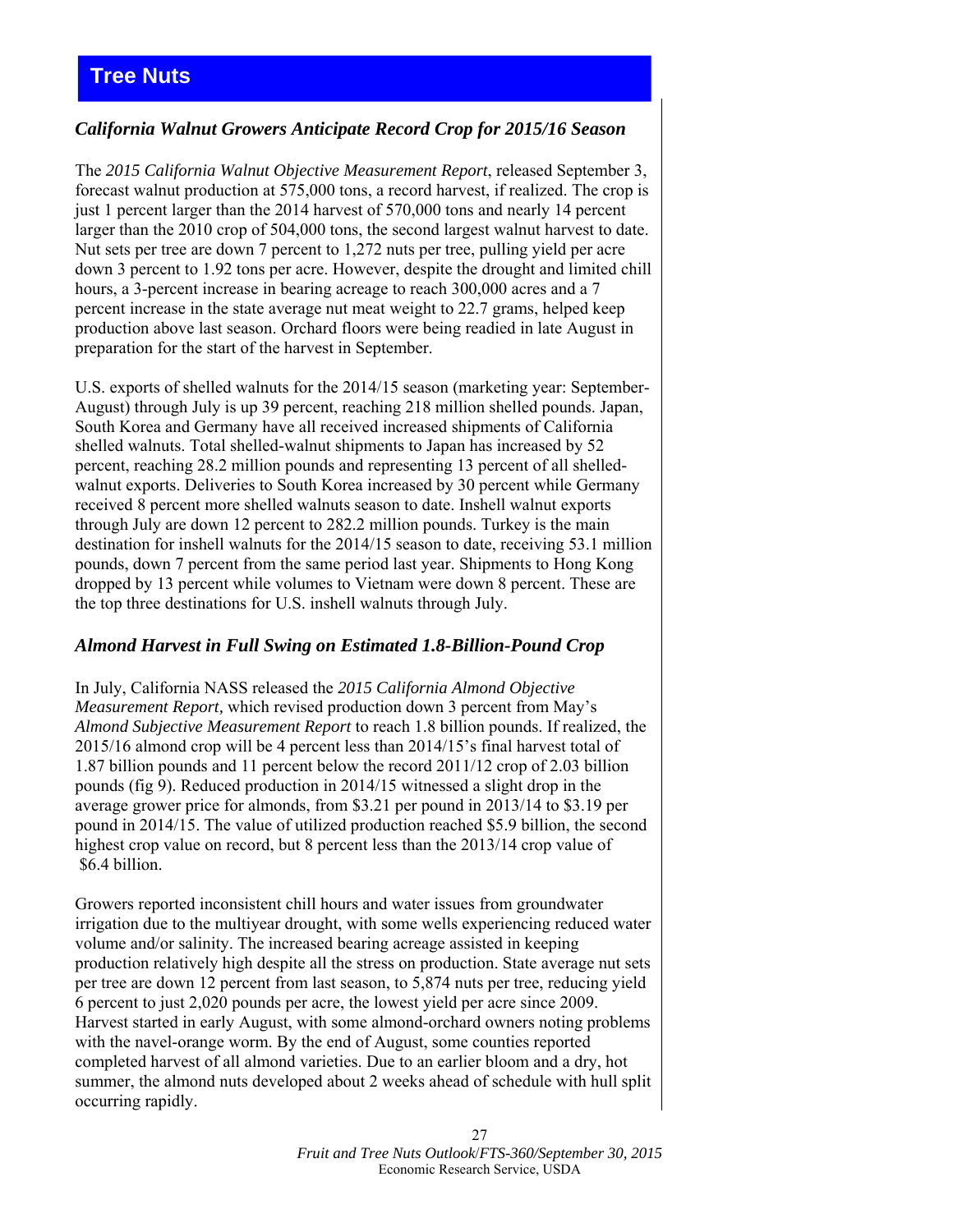# Tree Nuts

### *California Walnut Growers Anticipate Record Crop for 2015/16 Season*

The *2015 California Walnut Objective Measurement Report*, released September 3, forecast walnut production at 575,000 tons, a record harvest, if realized. The crop is just 1 percent larger than the 2014 harvest of 570,000 tons and nearly 14 percent larger than the 2010 crop of 504,000 tons, the second largest walnut harvest to date. Nut sets per tree are down 7 percent to 1,272 nuts per tree, pulling yield per acre down 3 percent to 1.92 tons per acre. However, despite the drought and limited chill hours, a 3-percent increase in bearing acreage to reach 300,000 acres and a 7 percent increase in the state average nut meat weight to 22.7 grams, helped keep production above last season. Orchard floors were being readied in late August in preparation for the start of the harvest in September.

U.S. exports of shelled walnuts for the 2014/15 season (marketing year: September-August) through July is up 39 percent, reaching 218 million shelled pounds. Japan, South Korea and Germany have all received increased shipments of California shelled walnuts. Total shelled-walnut shipments to Japan has increased by 52 percent, reaching 28.2 million pounds and representing 13 percent of all shelled-walnut exports. Deliveries to South Korea increased by 30 percent while Germany received 8 percent more shelled walnuts season to date. Inshell walnut exports through July are down 12 percent to 282.2 million pounds. Turkey is the main destination for inshell walnuts for the 2014/15 season to date, receiving 53.1 million pounds, down 7 percent from the same period last year. Shipments to Hong Kong dropped by 13 percent while volumes to Vietnam were down 8 percent. These are the top three destinations for U.S. inshell walnuts through July.

### *Almond Harvest in Full Swing on Estimated 1.8-Billion-Pound Crop*

In July, California NASS released the *2015 California Almond Objective Measurement Report,* which revised production down 3 percent from May's *Almond Subjective Measurement Report* to reach 1.8 billion pounds. If realized, the 2015/16 almond crop will be 4 percent less than 2014/15's final harvest total of 1.87 billion pounds and 11 percent below the record 2011/12 crop of 2.03 billion pounds (fig 9). Reduced production in 2014/15 witnessed a slight drop in the average grower price for almonds, from $3.21 per pound in 2013/14 to $3.19 per pound in 2014/15. The value of utilized production reached $5.9 billion, the second highest crop value on record, but 8 percent less than the 2013/14 crop value of $6.4 billion.

Growers reported inconsistent chill hours and water issues from groundwater irrigation due to the multiyear drought, with some wells experiencing reduced water volume and/or salinity. The increased bearing acreage assisted in keeping production relatively high despite all the stress on production. State average nut sets per tree are down 12 percent from last season, to 5,874 nuts per tree, reducing yield 6 percent to just 2,020 pounds per acre, the lowest yield per acre since 2009. Harvest started in early August, with some almond-orchard owners noting problems with the navel-orange worm. By the end of August, some counties reported completed harvest of all almond varieties. Due to an earlier bloom and a dry, hot summer, the almond nuts developed about 2 weeks ahead of schedule with hull split occurring rapidly.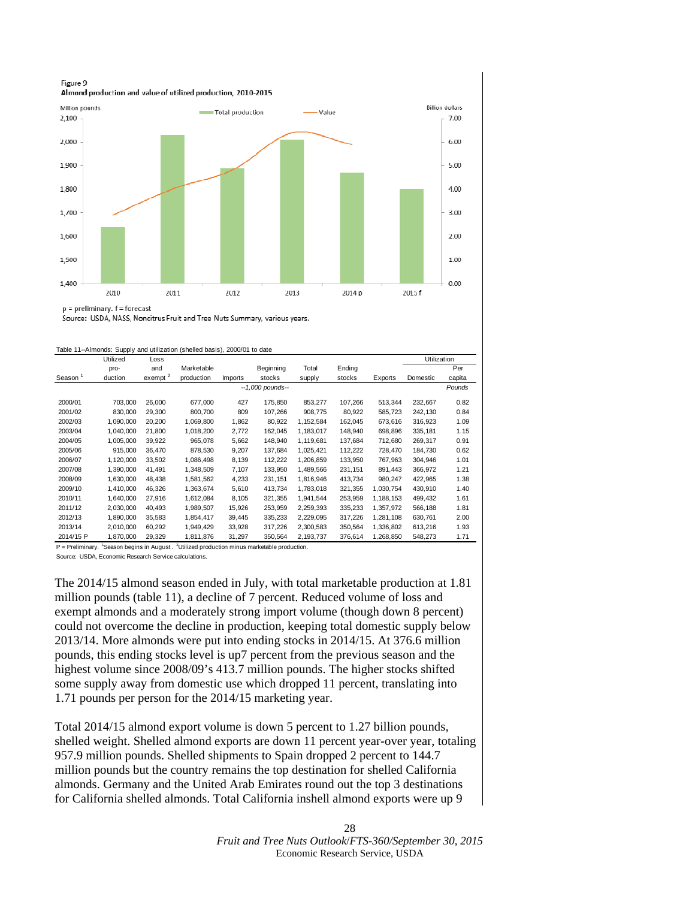Figure 9
**Almond production and value of utilized production, 2010-2015**

p = preliminary. f = forecast
Source: USDA, NASS, Noncitrus Fruit and Tree Nuts Summary, various years.

Table 11--Almonds: Supply and utilization (shelled basis), 2000/01 to date

| Season [1] | Utilized production | Loss and exempt [2] | Marketable production | Imports | Beginning stocks | Total supply | Ending stocks | Exports | Utilization: Domestic | Utilization: Per capita |
|---|---|---|---|---|---|---|---|---|---|---|
| | --1,000 pounds-- | | | | | | | | | Pounds |
| 2000/01 | 703,000 | 26,000 | 677,000 | 427 | 175,850 | 853,277 | 107,266 | 513,344 | 232,667 | 0.82 |
| 2001/02 | 830,000 | 29,300 | 800,700 | 809 | 107,266 | 908,775 | 80,922 | 585,723 | 242,130 | 0.84 |
| 2002/03 | 1,090,000 | 20,200 | 1,069,800 | 1,862 | 80,922 | 1,152,584 | 162,045 | 673,616 | 316,923 | 1.09 |
| 2003/04 | 1,040,000 | 21,800 | 1,018,200 | 2,772 | 162,045 | 1,183,017 | 148,940 | 698,896 | 335,181 | 1.15 |
| 2004/05 | 1,005,000 | 39,922 | 965,078 | 5,662 | 148,940 | 1,119,681 | 137,684 | 712,680 | 269,317 | 0.91 |
| 2005/06 | 915,000 | 36,470 | 878,530 | 9,207 | 137,684 | 1,025,421 | 112,222 | 728,470 | 184,730 | 0.62 |
| 2006/07 | 1,120,000 | 33,502 | 1,086,498 | 8,139 | 112,222 | 1,206,859 | 133,950 | 767,963 | 304,946 | 1.01 |
| 2007/08 | 1,390,000 | 41,491 | 1,348,509 | 7,107 | 133,950 | 1,489,566 | 231,151 | 891,443 | 366,972 | 1.21 |
| 2008/09 | 1,630,000 | 48,438 | 1,581,562 | 4,233 | 231,151 | 1,816,946 | 413,734 | 980,247 | 422,965 | 1.38 |
| 2009/10 | 1,410,000 | 46,326 | 1,363,674 | 5,610 | 413,734 | 1,783,018 | 321,355 | 1,030,754 | 430,910 | 1.40 |
| 2010/11 | 1,640,000 | 27,916 | 1,612,084 | 8,105 | 321,355 | 1,941,544 | 253,959 | 1,188,153 | 499,432 | 1.61 |
| 2011/12 | 2,030,000 | 40,493 | 1,989,507 | 15,926 | 253,959 | 2,259,393 | 335,233 | 1,357,972 | 566,188 | 1.81 |
| 2012/13 | 1,890,000 | 35,583 | 1,854,417 | 39,445 | 335,233 | 2,229,095 | 317,226 | 1,281,108 | 630,761 | 2.00 |
| 2013/14 | 2,010,000 | 60,292 | 1,949,429 | 33,928 | 317,226 | 2,300,583 | 350,564 | 1,336,802 | 613,216 | 1.93 |
| 2014/15 P | 1,870,000 | 29,329 | 1,811,876 | 31,297 | 350,564 | 2,193,737 | 376,614 | 1,268,850 | 548,273 | 1.71 |

P = Preliminary. [1]Season begins in August. [2]Utilized production minus marketable production.
Source: USDA, Economic Research Service calculations.

The 2014/15 almond season ended in July, with total marketable production at 1.81 million pounds (table 11), a decline of 7 percent. Reduced volume of loss and exempt almonds and a moderately strong import volume (though down 8 percent) could not overcome the decline in production, keeping total domestic supply below 2013/14. More almonds were put into ending stocks in 2014/15. At 376.6 million pounds, this ending stocks level is up7 percent from the previous season and the highest volume since 2008/09's 413.7 million pounds. The higher stocks shifted some supply away from domestic use which dropped 11 percent, translating into 1.71 pounds per person for the 2014/15 marketing year.

Total 2014/15 almond export volume is down 5 percent to 1.27 billion pounds, shelled weight. Shelled almond exports are down 11 percent year-over year, totaling 957.9 million pounds. Shelled shipments to Spain dropped 2 percent to 144.7 million pounds but the country remains the top destination for shelled California almonds. Germany and the United Arab Emirates round out the top 3 destinations for California shelled almonds. Total California inshell almond exports were up 9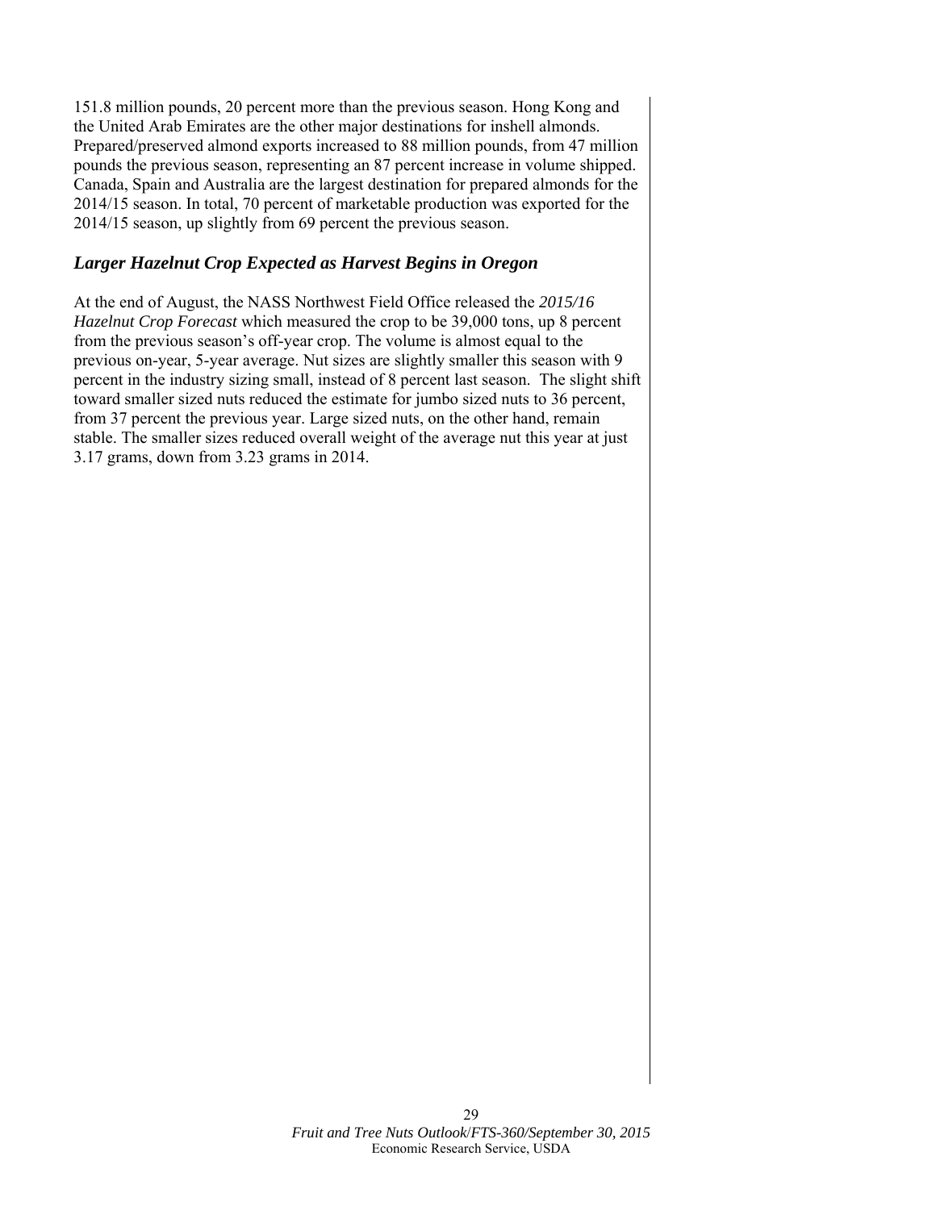151.8 million pounds, 20 percent more than the previous season. Hong Kong and the United Arab Emirates are the other major destinations for inshell almonds. Prepared/preserved almond exports increased to 88 million pounds, from 47 million pounds the previous season, representing an 87 percent increase in volume shipped. Canada, Spain and Australia are the largest destination for prepared almonds for the 2014/15 season. In total, 70 percent of marketable production was exported for the 2014/15 season, up slightly from 69 percent the previous season.

## *Larger Hazelnut Crop Expected as Harvest Begins in Oregon*

At the end of August, the NASS Northwest Field Office released the *2015/16 Hazelnut Crop Forecast* which measured the crop to be 39,000 tons, up 8 percent from the previous season's off-year crop. The volume is almost equal to the previous on-year, 5-year average. Nut sizes are slightly smaller this season with 9 percent in the industry sizing small, instead of 8 percent last season. The slight shift toward smaller sized nuts reduced the estimate for jumbo sized nuts to 36 percent, from 37 percent the previous year. Large sized nuts, on the other hand, remain stable. The smaller sizes reduced overall weight of the average nut this year at just 3.17 grams, down from 3.23 grams in 2014.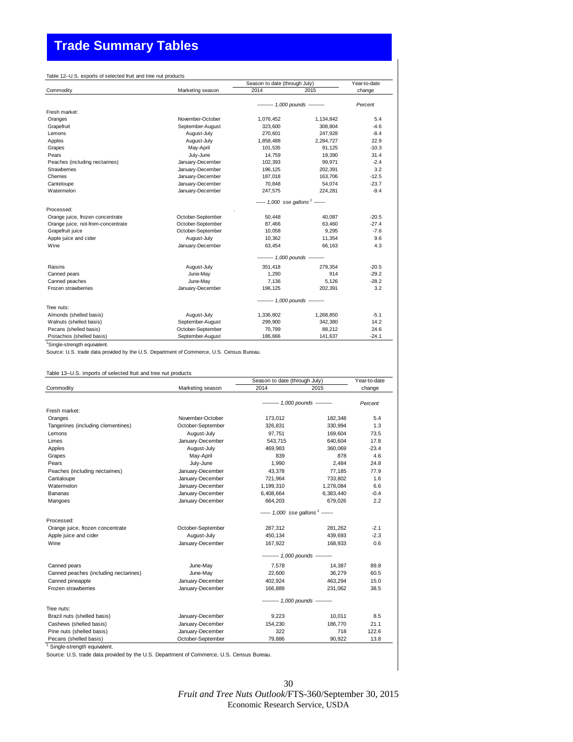# Trade Summary Tables

Table 12--U.S. exports of selected fruit and tree nut products

| Commodity | Marketing season | Season to date (through July) 2014 | 2015 | Year-to-date change |
|---|---|---|---|---|
| | | ---------- 1,000 pounds ---------- | | Percent |
| Fresh market: | | | | |
| Oranges | November-October | 1,076,452 | 1,134,842 | 5.4 |
| Grapefruit | September-August | 323,600 | 308,804 | -4.6 |
| Lemons | August-July | 270,601 | 247,928 | -8.4 |
| Apples | August-July | 1,858,488 | 2,284,727 | 22.9 |
| Grapes | May-April | 101,535 | 91,125 | -10.3 |
| Pears | July-June | 14,759 | 19,390 | 31.4 |
| Peaches (including nectarines) | January-December | 102,393 | 99,971 | -2.4 |
| Strawberries | January-December | 196,125 | 202,391 | 3.2 |
| Cherries | January-December | 187,018 | 163,706 | -12.5 |
| Canteloupe | January-December | 70,848 | 54,074 | -23.7 |
| Watermelon | January-December | 247,575 | 224,281 | -9.4 |
| | | ------ 1,000 sse gallons [1] ------- | | |
| Processed: | | | | |
| Orange juice, frozen concentrate | October-September | 50,448 | 40,087 | -20.5 |
| Orange juice, not-from-concentrate | October-September | 87,466 | 63,460 | -27.4 |
| Grapefruit juice | October-September | 10,058 | 9,295 | -7.6 |
| Apple juice and cider | August-July | 10,362 | 11,354 | 9.6 |
| Wine | January-December | 63,454 | 66,163 | 4.3 |
| | | ---------- 1,000 pounds ---------- | | |
| Raisins | August-July | 351,418 | 279,354 | -20.5 |
| Canned pears | June-May | 1,290 | 914 | -29.2 |
| Canned peaches | June-May | 7,136 | 5,126 | -28.2 |
| Frozen strawberries | January-December | 196,125 | 202,391 | 3.2 |
| | | ---------- 1,000 pounds ---------- | | |
| Tree nuts: | | | | |
| Almonds (shelled basis) | August-July | 1,336,802 | 1,268,850 | -5.1 |
| Walnuts (shelled basis) | September-August | 299,900 | 342,380 | 14.2 |
| Pecans (shelled basis) | October-September | 70,799 | 88,212 | 24.6 |
| Pistachios (shelled basis) | September-August | 186,666 | 141,637 | -24.1 |

[1]Single-strength equivalent.

Source: U.S. trade data provided by the U.S. Department of Commerce, U.S. Census Bureau.

Table 13--U.S. imports of selected fruit and tree nut products

| Commodity | Marketing season | Season to date (through July) 2014 | 2015 | Year-to-date change |
|---|---|---|---|---|
| | | ---------- 1,000 pounds ---------- | | Percent |
| Fresh market: | | | | |
| Oranges | November-October | 173,012 | 182,348 | 5.4 |
| Tangerines (including clementines) | October-September | 326,831 | 330,994 | 1.3 |
| Lemons | August-July | 97,751 | 169,604 | 73.5 |
| Limes | January-December | 543,715 | 640,604 | 17.8 |
| Apples | August-July | 469,983 | 360,069 | -23.4 |
| Grapes | May-April | 839 | 878 | 4.6 |
| Pears | July-June | 1,990 | 2,484 | 24.8 |
| Peaches (including nectarines) | January-December | 43,378 | 77,185 | 77.9 |
| Cantaloupe | January-December | 721,964 | 733,802 | 1.6 |
| Watermelon | January-December | 1,199,310 | 1,278,084 | 6.6 |
| Bananas | January-December | 6,408,664 | 6,383,440 | -0.4 |
| Mangoes | January-December | 664,203 | 679,026 | 2.2 |
| | | ------ 1,000 sse gallons [1] ------- | | |
| Processed: | | | | |
| Orange juice, frozen concentrate | October-September | 287,312 | 281,262 | -2.1 |
| Apple juice and cider | August-July | 450,134 | 439,693 | -2.3 |
| Wine | January-December | 167,922 | 168,933 | 0.6 |
| | | ---------- 1,000 pounds ---------- | | |
| Canned pears | June-May | 7,578 | 14,387 | 89.8 |
| Canned peaches (including nectarines) | June-May | 22,600 | 36,279 | 60.5 |
| Canned pineapple | January-December | 402,924 | 463,294 | 15.0 |
| Frozen strawberries | January-December | 166,889 | 231,062 | 38.5 |
| | | ---------- 1,000 pounds ---------- | | |
| Tree nuts: | | | | |
| Brazil nuts (shelled basis) | January-December | 9,223 | 10,011 | 8.5 |
| Cashews (shelled basis) | January-December | 154,230 | 186,770 | 21.1 |
| Pine nuts (shelled basis) | January-December | 322 | 718 | 122.6 |
| Pecans (shelled basis) | October-September | 79,886 | 90,922 | 13.8 |

[1] Single-strength equivalent.

Source: U.S. trade data provided by the U.S. Department of Commerce, U.S. Census Bureau.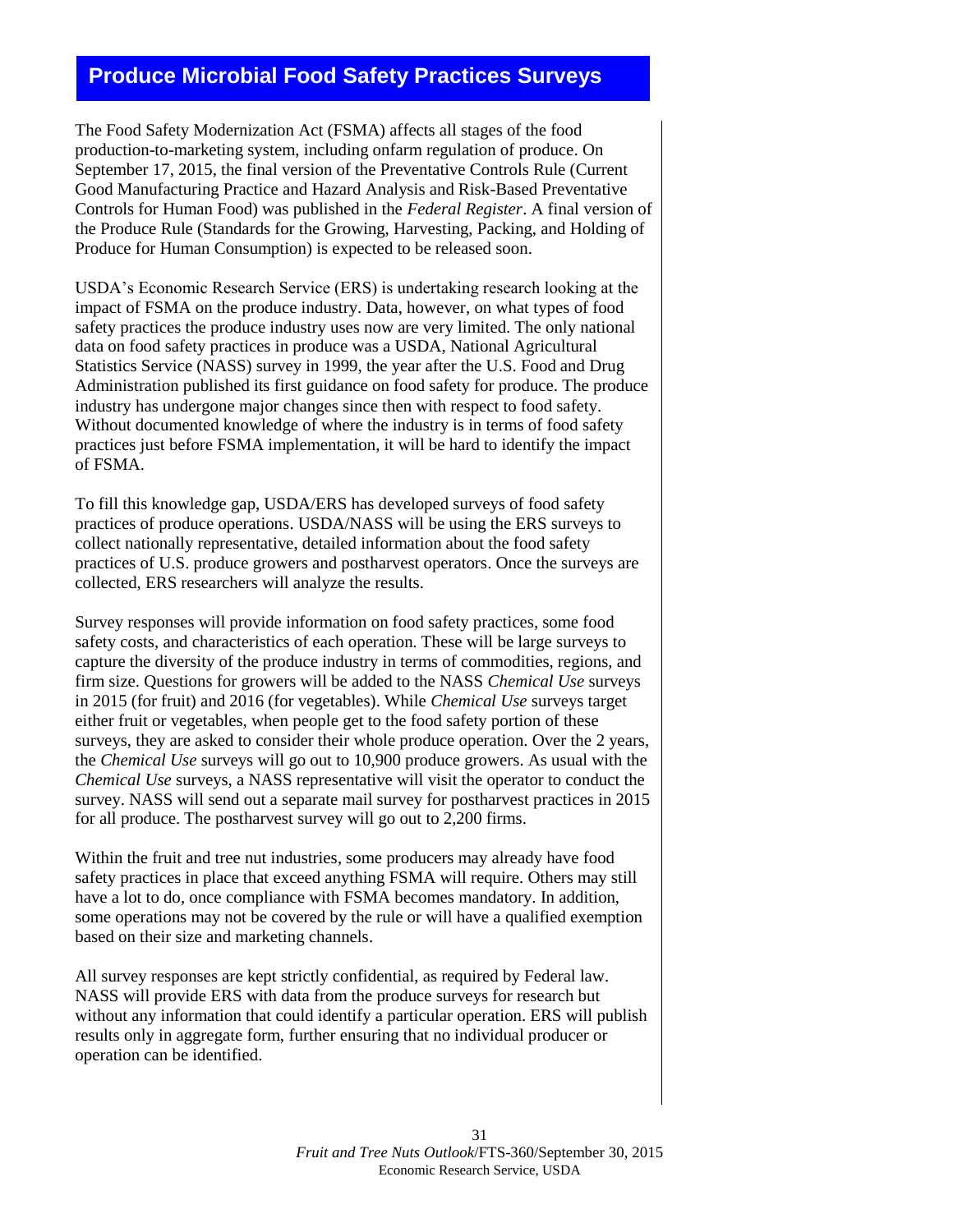## Produce Microbial Food Safety Practices Surveys

The Food Safety Modernization Act (FSMA) affects all stages of the food production-to-marketing system, including onfarm regulation of produce. On September 17, 2015, the final version of the Preventative Controls Rule (Current Good Manufacturing Practice and Hazard Analysis and Risk-Based Preventative Controls for Human Food) was published in the *Federal Register*. A final version of the Produce Rule (Standards for the Growing, Harvesting, Packing, and Holding of Produce for Human Consumption) is expected to be released soon.

USDA's Economic Research Service (ERS) is undertaking research looking at the impact of FSMA on the produce industry. Data, however, on what types of food safety practices the produce industry uses now are very limited. The only national data on food safety practices in produce was a USDA, National Agricultural Statistics Service (NASS) survey in 1999, the year after the U.S. Food and Drug Administration published its first guidance on food safety for produce. The produce industry has undergone major changes since then with respect to food safety. Without documented knowledge of where the industry is in terms of food safety practices just before FSMA implementation, it will be hard to identify the impact of FSMA.

To fill this knowledge gap, USDA/ERS has developed surveys of food safety practices of produce operations. USDA/NASS will be using the ERS surveys to collect nationally representative, detailed information about the food safety practices of U.S. produce growers and postharvest operators. Once the surveys are collected, ERS researchers will analyze the results.

Survey responses will provide information on food safety practices, some food safety costs, and characteristics of each operation. These will be large surveys to capture the diversity of the produce industry in terms of commodities, regions, and firm size. Questions for growers will be added to the NASS *Chemical Use* surveys in 2015 (for fruit) and 2016 (for vegetables). While *Chemical Use* surveys target either fruit or vegetables, when people get to the food safety portion of these surveys, they are asked to consider their whole produce operation. Over the 2 years, the *Chemical Use* surveys will go out to 10,900 produce growers. As usual with the *Chemical Use* surveys, a NASS representative will visit the operator to conduct the survey. NASS will send out a separate mail survey for postharvest practices in 2015 for all produce. The postharvest survey will go out to 2,200 firms.

Within the fruit and tree nut industries, some producers may already have food safety practices in place that exceed anything FSMA will require. Others may still have a lot to do, once compliance with FSMA becomes mandatory. In addition, some operations may not be covered by the rule or will have a qualified exemption based on their size and marketing channels.

All survey responses are kept strictly confidential, as required by Federal law. NASS will provide ERS with data from the produce surveys for research but without any information that could identify a particular operation. ERS will publish results only in aggregate form, further ensuring that no individual producer or operation can be identified.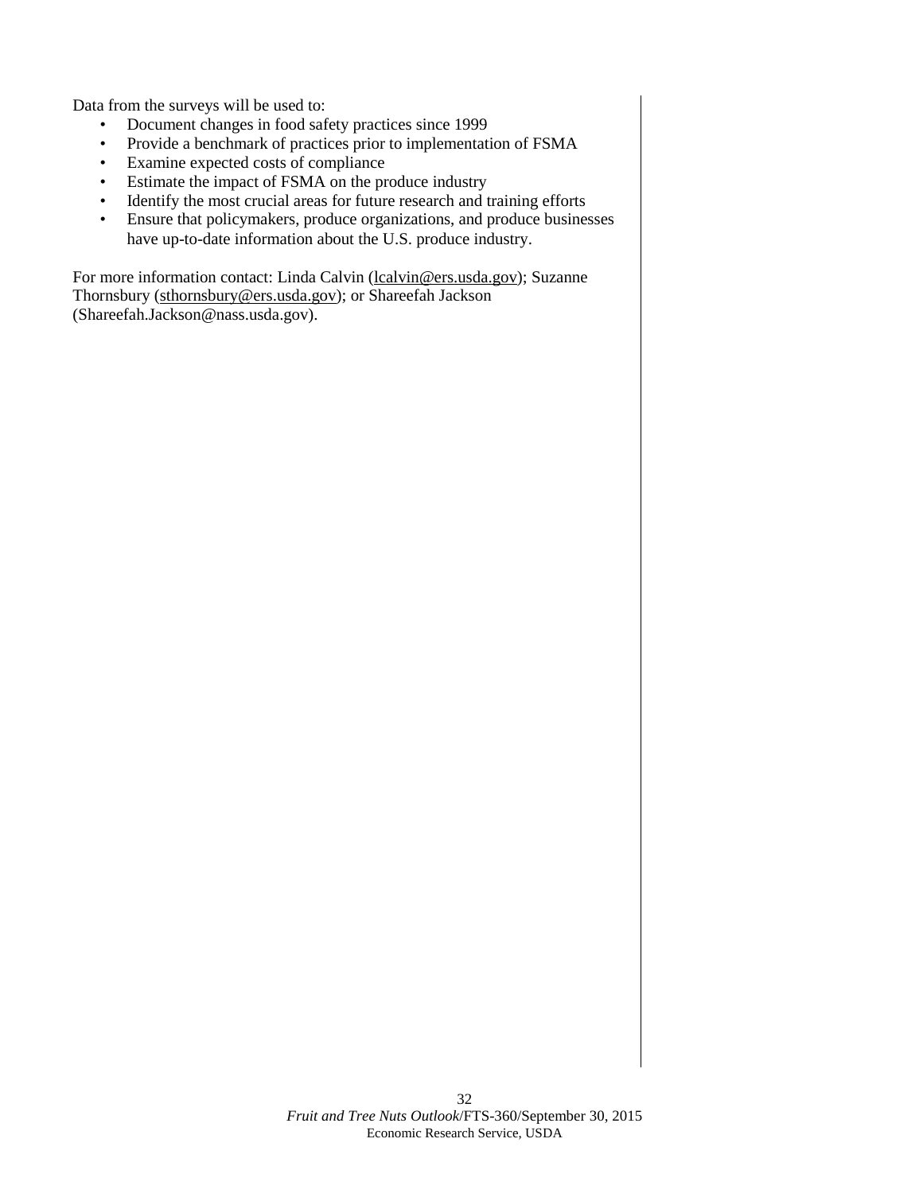Data from the surveys will be used to:

- Document changes in food safety practices since 1999
- Provide a benchmark of practices prior to implementation of FSMA
- Examine expected costs of compliance
- Estimate the impact of FSMA on the produce industry
- Identify the most crucial areas for future research and training efforts
- Ensure that policymakers, produce organizations, and produce businesses have up-to-date information about the U.S. produce industry.

For more information contact: Linda Calvin (lcalvin@ers.usda.gov); Suzanne Thornsbury (sthornsbury@ers.usda.gov); or Shareefah Jackson (Shareefah.Jackson@nass.usda.gov).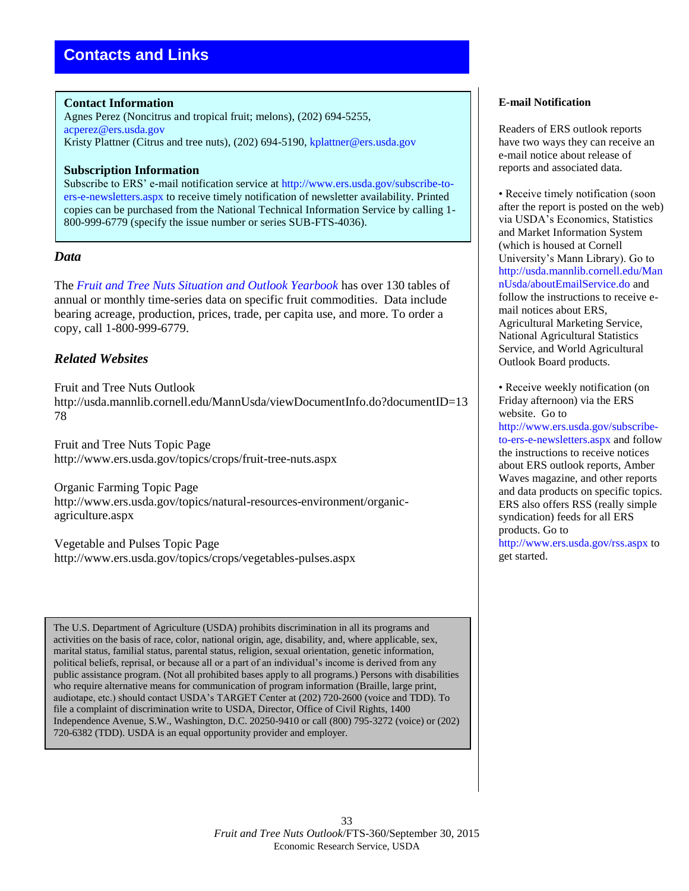# Contacts and Links

### Contact Information

Agnes Perez (Noncitrus and tropical fruit; melons), (202) 694-5255, acperez@ers.usda.gov
Kristy Plattner (Citrus and tree nuts), (202) 694-5190, kplattner@ers.usda.gov

### Subscription Information

Subscribe to ERS' e-mail notification service at http://www.ers.usda.gov/subscribe-to-ers-e-newsletters.aspx to receive timely notification of newsletter availability. Printed copies can be purchased from the National Technical Information Service by calling 1-800-999-6779 (specify the issue number or series SUB-FTS-4036).

## *Data*

The *Fruit and Tree Nuts Situation and Outlook Yearbook* has over 130 tables of annual or monthly time-series data on specific fruit commodities. Data include bearing acreage, production, prices, trade, per capita use, and more. To order a copy, call 1-800-999-6779.

## *Related Websites*

Fruit and Tree Nuts Outlook
http://usda.mannlib.cornell.edu/MannUsda/viewDocumentInfo.do?documentID=1378

Fruit and Tree Nuts Topic Page
http://www.ers.usda.gov/topics/crops/fruit-tree-nuts.aspx

Organic Farming Topic Page
http://www.ers.usda.gov/topics/natural-resources-environment/organic-agriculture.aspx

Vegetable and Pulses Topic Page
http://www.ers.usda.gov/topics/crops/vegetables-pulses.aspx

The U.S. Department of Agriculture (USDA) prohibits discrimination in all its programs and activities on the basis of race, color, national origin, age, disability, and, where applicable, sex, marital status, familial status, parental status, religion, sexual orientation, genetic information, political beliefs, reprisal, or because all or a part of an individual's income is derived from any public assistance program. (Not all prohibited bases apply to all programs.) Persons with disabilities who require alternative means for communication of program information (Braille, large print, audiotape, etc.) should contact USDA's TARGET Center at (202) 720-2600 (voice and TDD). To file a complaint of discrimination write to USDA, Director, Office of Civil Rights, 1400 Independence Avenue, S.W., Washington, D.C. 20250-9410 or call (800) 795-3272 (voice) or (202) 720-6382 (TDD). USDA is an equal opportunity provider and employer.

### E-mail Notification

Readers of ERS outlook reports have two ways they can receive an e-mail notice about release of reports and associated data.

- Receive timely notification (soon after the report is posted on the web) via USDA's Economics, Statistics and Market Information System (which is housed at Cornell University's Mann Library). Go to http://usda.mannlib.cornell.edu/MannUsda/aboutEmailService.do and follow the instructions to receive e-mail notices about ERS, Agricultural Marketing Service, National Agricultural Statistics Service, and World Agricultural Outlook Board products.

- Receive weekly notification (on Friday afternoon) via the ERS website. Go to http://www.ers.usda.gov/subscribe-to-ers-e-newsletters.aspx and follow the instructions to receive notices about ERS outlook reports, Amber Waves magazine, and other reports and data products on specific topics. ERS also offers RSS (really simple syndication) feeds for all ERS products. Go to http://www.ers.usda.gov/rss.aspx to get started.